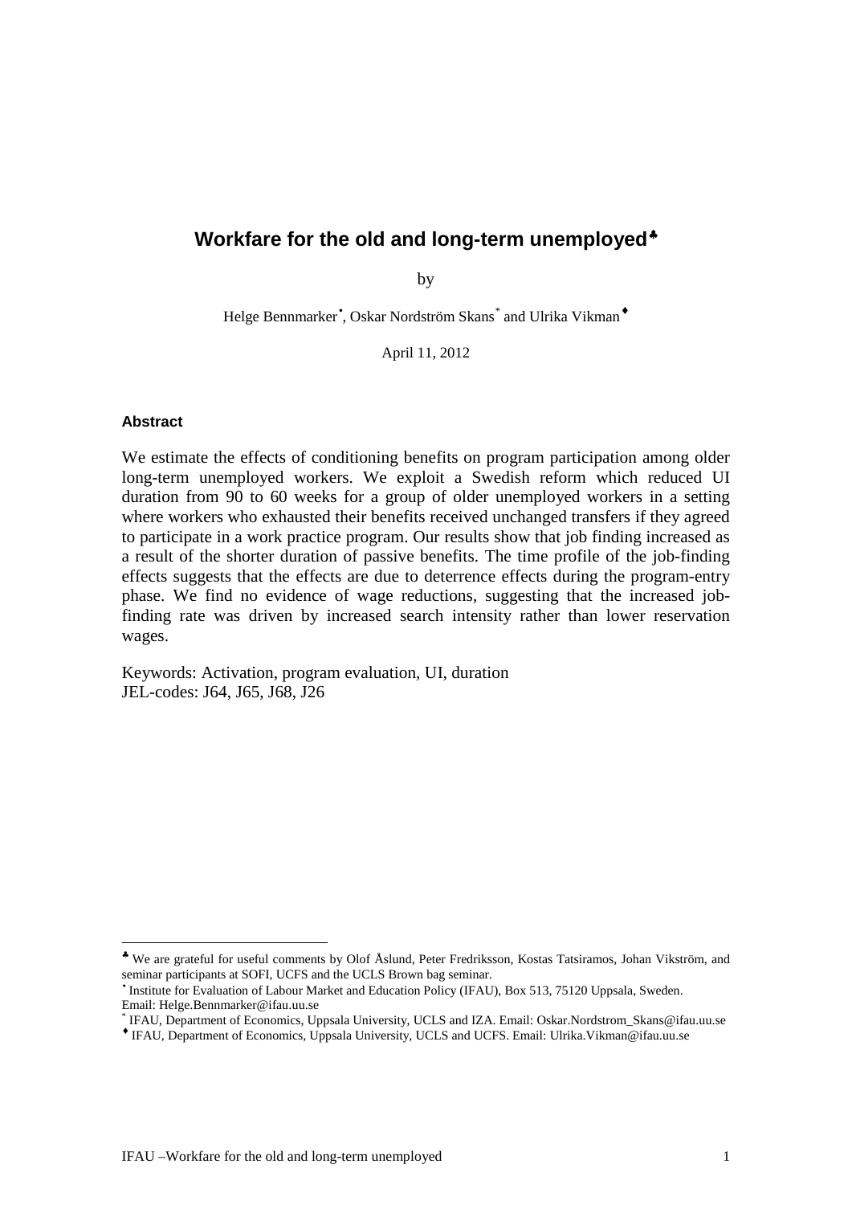# Workfare for the old and long-term unemployed[♣]

by

Helge Bennmarker[•], Oskar Nordström Skans[*] and Ulrika Vikman[♦]

April 11, 2012

### Abstract

We estimate the effects of conditioning benefits on program participation among older long-term unemployed workers. We exploit a Swedish reform which reduced UI duration from 90 to 60 weeks for a group of older unemployed workers in a setting where workers who exhausted their benefits received unchanged transfers if they agreed to participate in a work practice program. Our results show that job finding increased as a result of the shorter duration of passive benefits. The time profile of the job-finding effects suggests that the effects are due to deterrence effects during the program-entry phase. We find no evidence of wage reductions, suggesting that the increased job-finding rate was driven by increased search intensity rather than lower reservation wages.

Keywords: Activation, program evaluation, UI, duration
JEL-codes: J64, J65, J68, J26

---

[♣] We are grateful for useful comments by Olof Åslund, Peter Fredriksson, Kostas Tatsiramos, Johan Vikström, and seminar participants at SOFI, UCFS and the UCLS Brown bag seminar.

[•] Institute for Evaluation of Labour Market and Education Policy (IFAU), Box 513, 75120 Uppsala, Sweden. Email: Helge.Bennmarker@ifau.uu.se

[*] IFAU, Department of Economics, Uppsala University, UCLS and IZA. Email: Oskar.Nordstrom_Skans@ifau.uu.se

[♦] IFAU, Department of Economics, Uppsala University, UCLS and UCFS. Email: Ulrika.Vikman@ifau.uu.se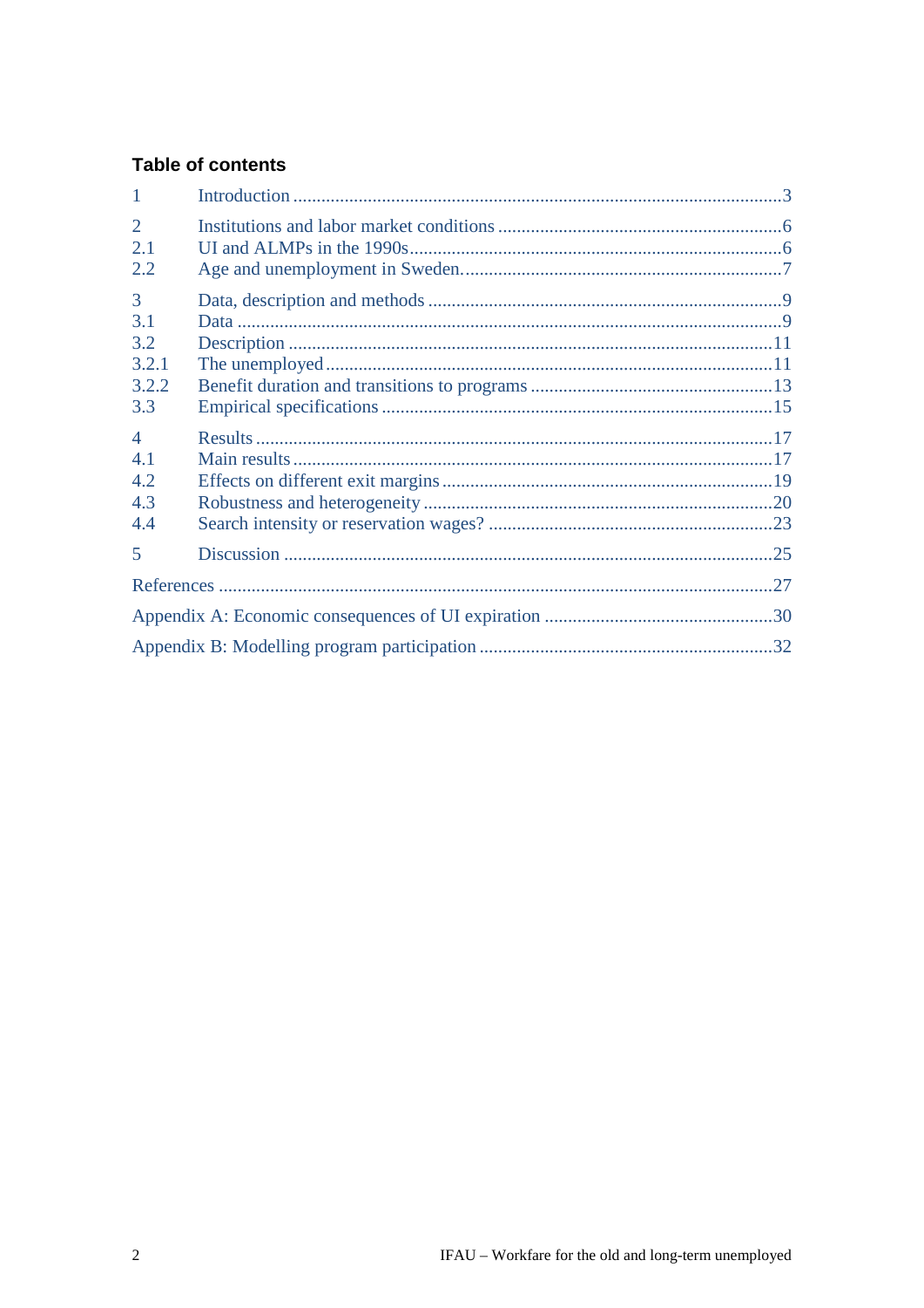## Table of contents

| | | |
|---|---|---|
| 1 | Introduction | 3 |
| 2 | Institutions and labor market conditions | 6 |
| 2.1 | UI and ALMPs in the 1990s | 6 |
| 2.2 | Age and unemployment in Sweden. | 7 |
| 3 | Data, description and methods | 9 |
| 3.1 | Data | 9 |
| 3.2 | Description | 11 |
| 3.2.1 | The unemployed | 11 |
| 3.2.2 | Benefit duration and transitions to programs | 13 |
| 3.3 | Empirical specifications | 15 |
| 4 | Results | 17 |
| 4.1 | Main results | 17 |
| 4.2 | Effects on different exit margins | 19 |
| 4.3 | Robustness and heterogeneity | 20 |
| 4.4 | Search intensity or reservation wages? | 23 |
| 5 | Discussion | 25 |
| References | | 27 |
| Appendix A: Economic consequences of UI expiration | | 30 |
| Appendix B: Modelling program participation | | 32 |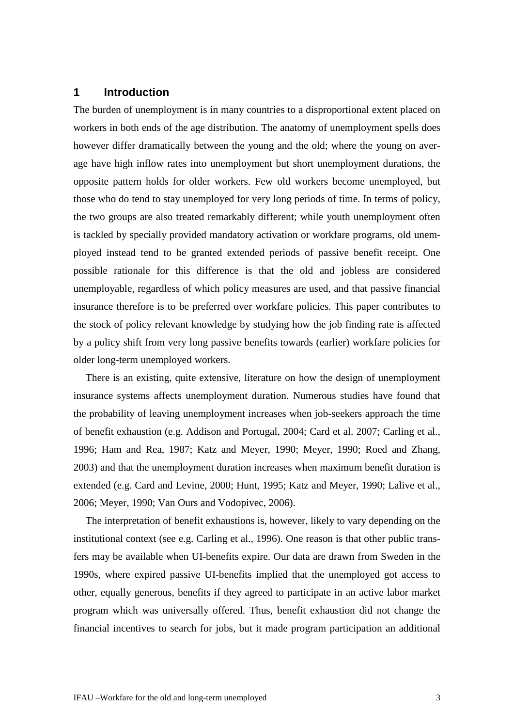## 1 Introduction

The burden of unemployment is in many countries to a disproportional extent placed on workers in both ends of the age distribution. The anatomy of unemployment spells does however differ dramatically between the young and the old; where the young on average have high inflow rates into unemployment but short unemployment durations, the opposite pattern holds for older workers. Few old workers become unemployed, but those who do tend to stay unemployed for very long periods of time. In terms of policy, the two groups are also treated remarkably different; while youth unemployment often is tackled by specially provided mandatory activation or workfare programs, old unemployed instead tend to be granted extended periods of passive benefit receipt. One possible rationale for this difference is that the old and jobless are considered unemployable, regardless of which policy measures are used, and that passive financial insurance therefore is to be preferred over workfare policies. This paper contributes to the stock of policy relevant knowledge by studying how the job finding rate is affected by a policy shift from very long passive benefits towards (earlier) workfare policies for older long-term unemployed workers.

There is an existing, quite extensive, literature on how the design of unemployment insurance systems affects unemployment duration. Numerous studies have found that the probability of leaving unemployment increases when job-seekers approach the time of benefit exhaustion (e.g. Addison and Portugal, 2004; Card et al. 2007; Carling et al., 1996; Ham and Rea, 1987; Katz and Meyer, 1990; Meyer, 1990; Roed and Zhang, 2003) and that the unemployment duration increases when maximum benefit duration is extended (e.g. Card and Levine, 2000; Hunt, 1995; Katz and Meyer, 1990; Lalive et al., 2006; Meyer, 1990; Van Ours and Vodopivec, 2006).

The interpretation of benefit exhaustions is, however, likely to vary depending on the institutional context (see e.g. Carling et al., 1996). One reason is that other public transfers may be available when UI-benefits expire. Our data are drawn from Sweden in the 1990s, where expired passive UI-benefits implied that the unemployed got access to other, equally generous, benefits if they agreed to participate in an active labor market program which was universally offered. Thus, benefit exhaustion did not change the financial incentives to search for jobs, but it made program participation an additional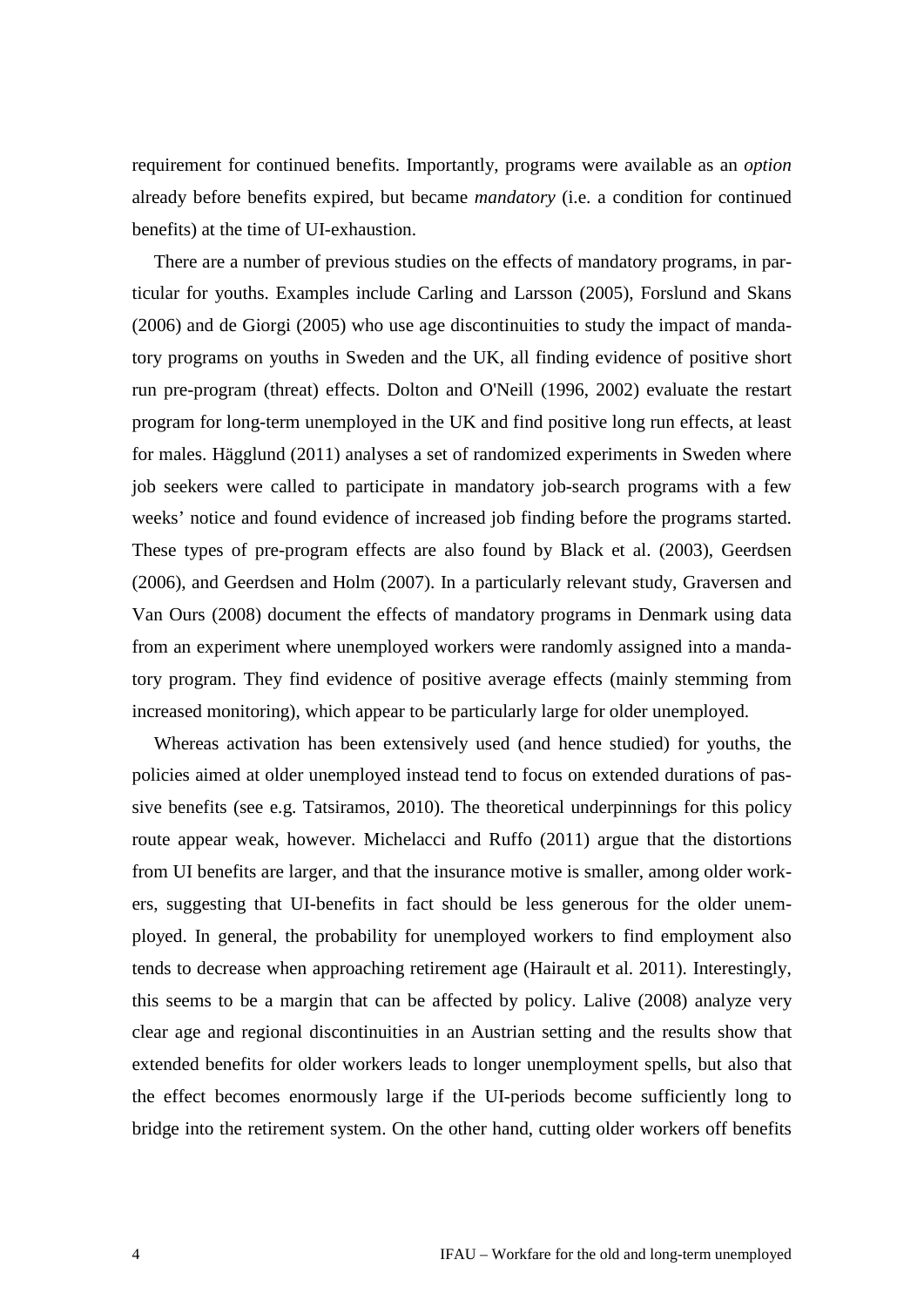requirement for continued benefits. Importantly, programs were available as an *option* already before benefits expired, but became *mandatory* (i.e. a condition for continued benefits) at the time of UI-exhaustion.

There are a number of previous studies on the effects of mandatory programs, in particular for youths. Examples include Carling and Larsson (2005), Forslund and Skans (2006) and de Giorgi (2005) who use age discontinuities to study the impact of mandatory programs on youths in Sweden and the UK, all finding evidence of positive short run pre-program (threat) effects. Dolton and O'Neill (1996, 2002) evaluate the restart program for long-term unemployed in the UK and find positive long run effects, at least for males. Hägglund (2011) analyses a set of randomized experiments in Sweden where job seekers were called to participate in mandatory job-search programs with a few weeks' notice and found evidence of increased job finding before the programs started. These types of pre-program effects are also found by Black et al. (2003), Geerdsen (2006), and Geerdsen and Holm (2007). In a particularly relevant study, Graversen and Van Ours (2008) document the effects of mandatory programs in Denmark using data from an experiment where unemployed workers were randomly assigned into a mandatory program. They find evidence of positive average effects (mainly stemming from increased monitoring), which appear to be particularly large for older unemployed.

Whereas activation has been extensively used (and hence studied) for youths, the policies aimed at older unemployed instead tend to focus on extended durations of passive benefits (see e.g. Tatsiramos, 2010). The theoretical underpinnings for this policy route appear weak, however. Michelacci and Ruffo (2011) argue that the distortions from UI benefits are larger, and that the insurance motive is smaller, among older workers, suggesting that UI-benefits in fact should be less generous for the older unemployed. In general, the probability for unemployed workers to find employment also tends to decrease when approaching retirement age (Hairault et al. 2011). Interestingly, this seems to be a margin that can be affected by policy. Lalive (2008) analyze very clear age and regional discontinuities in an Austrian setting and the results show that extended benefits for older workers leads to longer unemployment spells, but also that the effect becomes enormously large if the UI-periods become sufficiently long to bridge into the retirement system. On the other hand, cutting older workers off benefits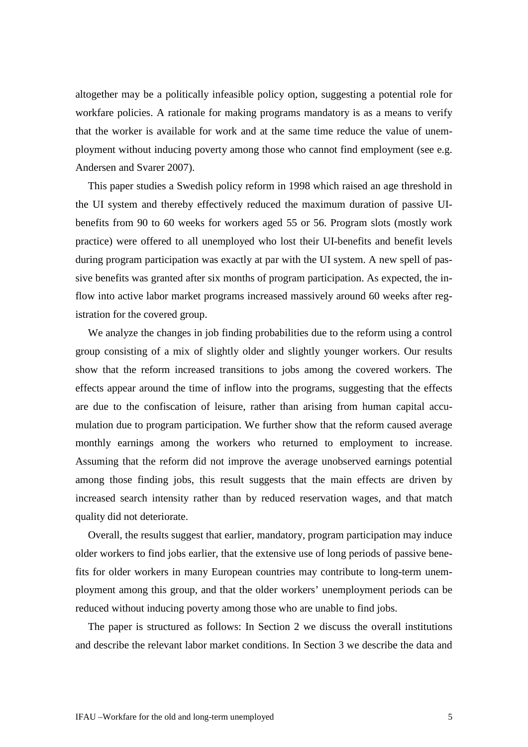altogether may be a politically infeasible policy option, suggesting a potential role for workfare policies. A rationale for making programs mandatory is as a means to verify that the worker is available for work and at the same time reduce the value of unemployment without inducing poverty among those who cannot find employment (see e.g. Andersen and Svarer 2007).

This paper studies a Swedish policy reform in 1998 which raised an age threshold in the UI system and thereby effectively reduced the maximum duration of passive UI-benefits from 90 to 60 weeks for workers aged 55 or 56. Program slots (mostly work practice) were offered to all unemployed who lost their UI-benefits and benefit levels during program participation was exactly at par with the UI system. A new spell of passive benefits was granted after six months of program participation. As expected, the inflow into active labor market programs increased massively around 60 weeks after registration for the covered group.

We analyze the changes in job finding probabilities due to the reform using a control group consisting of a mix of slightly older and slightly younger workers. Our results show that the reform increased transitions to jobs among the covered workers. The effects appear around the time of inflow into the programs, suggesting that the effects are due to the confiscation of leisure, rather than arising from human capital accumulation due to program participation. We further show that the reform caused average monthly earnings among the workers who returned to employment to increase. Assuming that the reform did not improve the average unobserved earnings potential among those finding jobs, this result suggests that the main effects are driven by increased search intensity rather than by reduced reservation wages, and that match quality did not deteriorate.

Overall, the results suggest that earlier, mandatory, program participation may induce older workers to find jobs earlier, that the extensive use of long periods of passive benefits for older workers in many European countries may contribute to long-term unemployment among this group, and that the older workers' unemployment periods can be reduced without inducing poverty among those who are unable to find jobs.

The paper is structured as follows: In Section 2 we discuss the overall institutions and describe the relevant labor market conditions. In Section 3 we describe the data and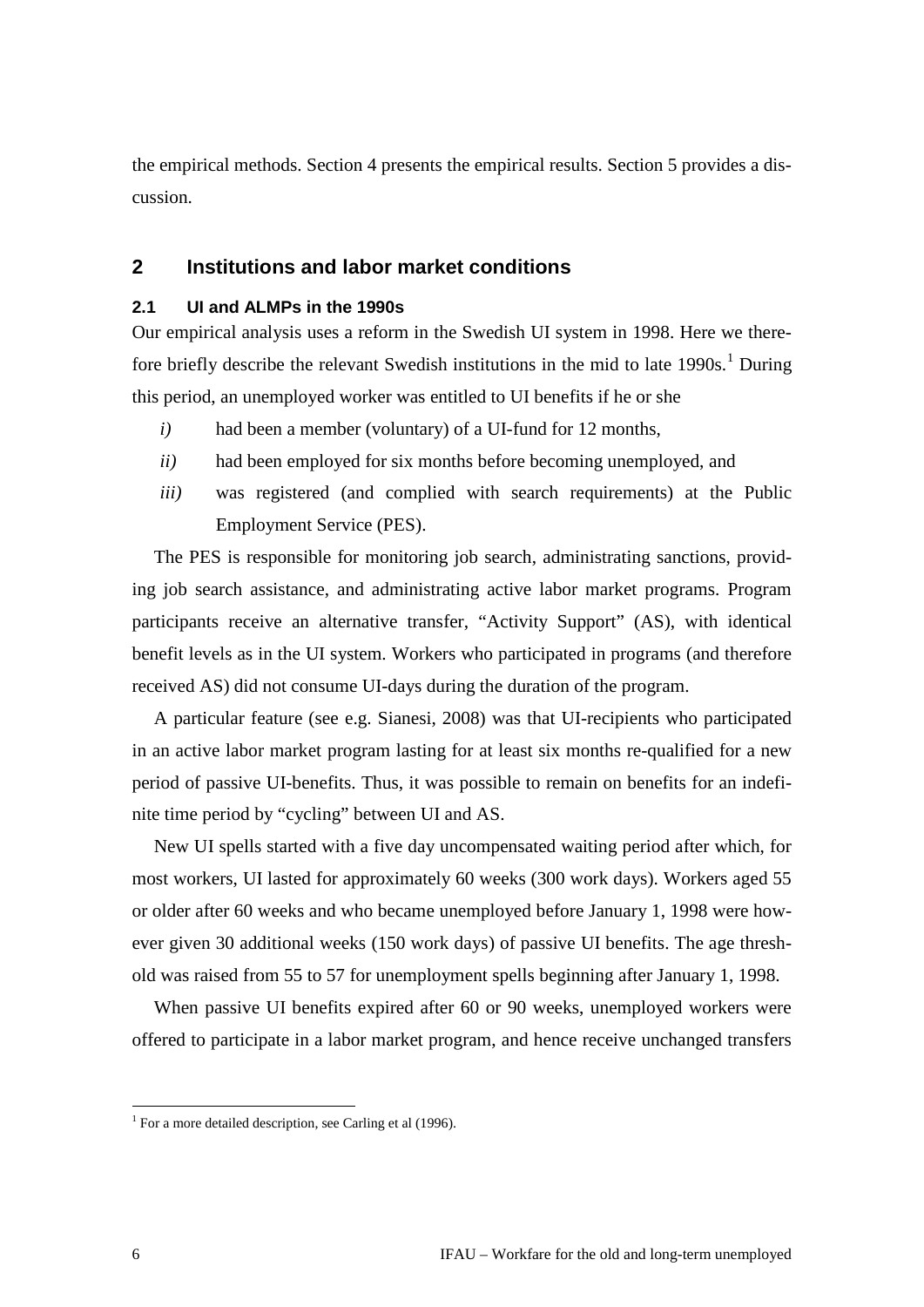the empirical methods. Section 4 presents the empirical results. Section 5 provides a discussion.

## 2 Institutions and labor market conditions

### 2.1 UI and ALMPs in the 1990s

Our empirical analysis uses a reform in the Swedish UI system in 1998. Here we therefore briefly describe the relevant Swedish institutions in the mid to late 1990s.[1] During this period, an unemployed worker was entitled to UI benefits if he or she

*i)* had been a member (voluntary) of a UI-fund for 12 months,

*ii)* had been employed for six months before becoming unemployed, and

*iii)* was registered (and complied with search requirements) at the Public Employment Service (PES).

The PES is responsible for monitoring job search, administrating sanctions, providing job search assistance, and administrating active labor market programs. Program participants receive an alternative transfer, "Activity Support" (AS), with identical benefit levels as in the UI system. Workers who participated in programs (and therefore received AS) did not consume UI-days during the duration of the program.

A particular feature (see e.g. Sianesi, 2008) was that UI-recipients who participated in an active labor market program lasting for at least six months re-qualified for a new period of passive UI-benefits. Thus, it was possible to remain on benefits for an indefinite time period by "cycling" between UI and AS.

New UI spells started with a five day uncompensated waiting period after which, for most workers, UI lasted for approximately 60 weeks (300 work days). Workers aged 55 or older after 60 weeks and who became unemployed before January 1, 1998 were however given 30 additional weeks (150 work days) of passive UI benefits. The age threshold was raised from 55 to 57 for unemployment spells beginning after January 1, 1998.

When passive UI benefits expired after 60 or 90 weeks, unemployed workers were offered to participate in a labor market program, and hence receive unchanged transfers

[1] For a more detailed description, see Carling et al (1996).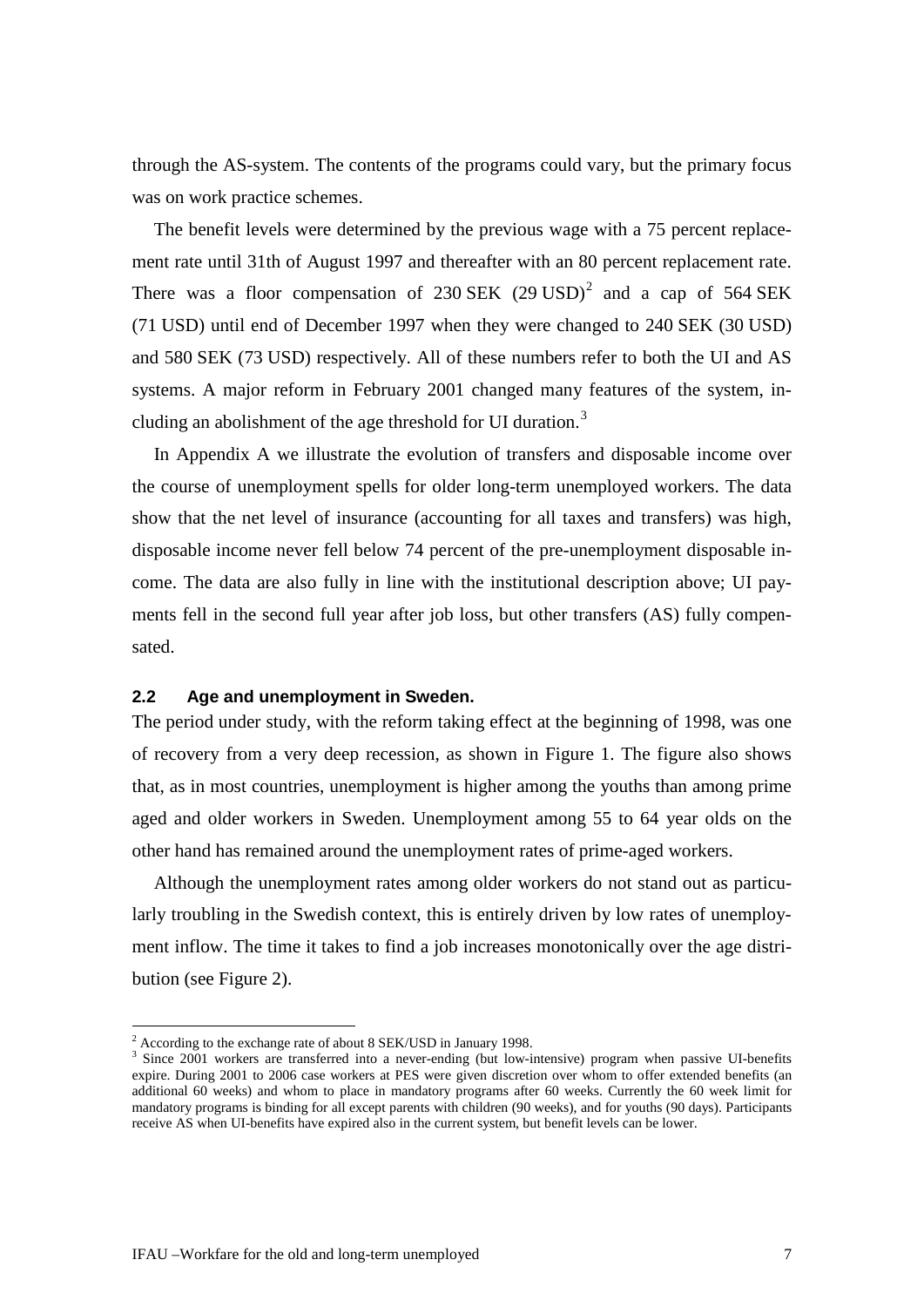through the AS-system. The contents of the programs could vary, but the primary focus was on work practice schemes.

The benefit levels were determined by the previous wage with a 75 percent replacement rate until 31th of August 1997 and thereafter with an 80 percent replacement rate. There was a floor compensation of 230 SEK (29 USD)[2] and a cap of 564 SEK (71 USD) until end of December 1997 when they were changed to 240 SEK (30 USD) and 580 SEK (73 USD) respectively. All of these numbers refer to both the UI and AS systems. A major reform in February 2001 changed many features of the system, including an abolishment of the age threshold for UI duration.[3]

In Appendix A we illustrate the evolution of transfers and disposable income over the course of unemployment spells for older long-term unemployed workers. The data show that the net level of insurance (accounting for all taxes and transfers) was high, disposable income never fell below 74 percent of the pre-unemployment disposable income. The data are also fully in line with the institutional description above; UI payments fell in the second full year after job loss, but other transfers (AS) fully compensated.

### 2.2 Age and unemployment in Sweden.

The period under study, with the reform taking effect at the beginning of 1998, was one of recovery from a very deep recession, as shown in Figure 1. The figure also shows that, as in most countries, unemployment is higher among the youths than among prime aged and older workers in Sweden. Unemployment among 55 to 64 year olds on the other hand has remained around the unemployment rates of prime-aged workers.

Although the unemployment rates among older workers do not stand out as particularly troubling in the Swedish context, this is entirely driven by low rates of unemployment inflow. The time it takes to find a job increases monotonically over the age distribution (see Figure 2).

---

[2] According to the exchange rate of about 8 SEK/USD in January 1998.

[3] Since 2001 workers are transferred into a never-ending (but low-intensive) program when passive UI-benefits expire. During 2001 to 2006 case workers at PES were given discretion over whom to offer extended benefits (an additional 60 weeks) and whom to place in mandatory programs after 60 weeks. Currently the 60 week limit for mandatory programs is binding for all except parents with children (90 weeks), and for youths (90 days). Participants receive AS when UI-benefits have expired also in the current system, but benefit levels can be lower.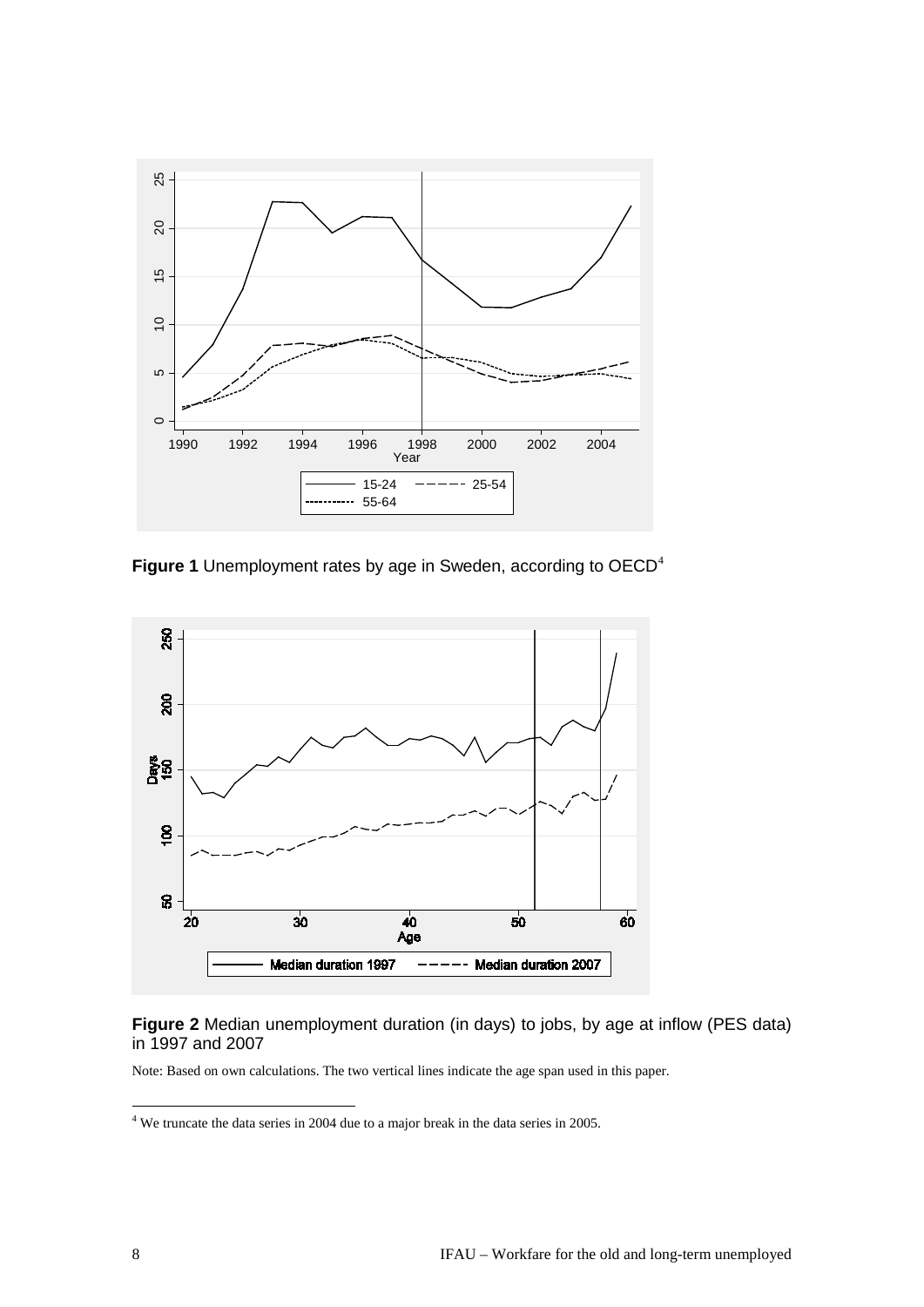**Figure 1** Unemployment rates by age in Sweden, according to OECD[4]

**Figure 2** Median unemployment duration (in days) to jobs, by age at inflow (PES data) in 1997 and 2007

Note: Based on own calculations. The two vertical lines indicate the age span used in this paper.

[4] We truncate the data series in 2004 due to a major break in the data series in 2005.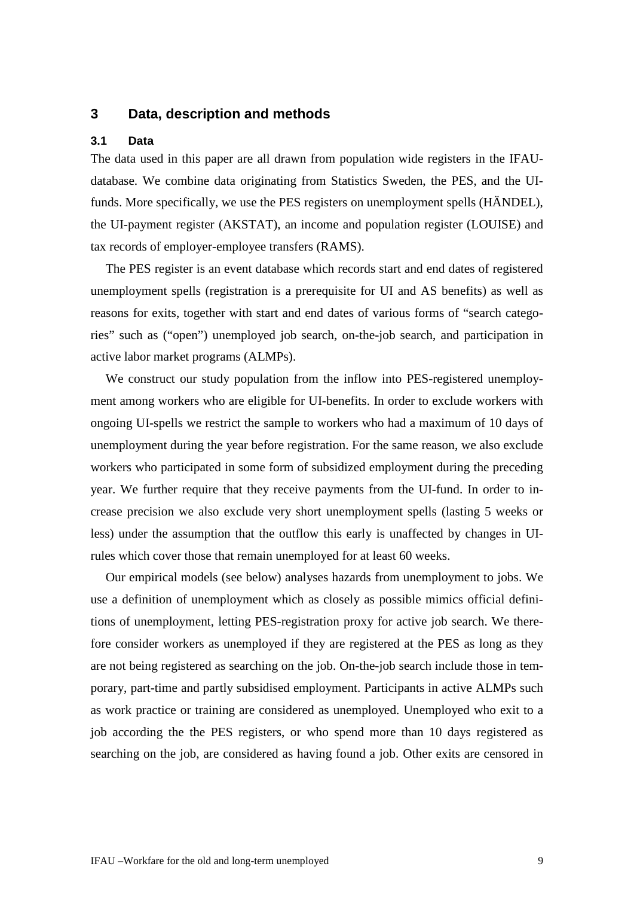## 3 Data, description and methods

### 3.1 Data

The data used in this paper are all drawn from population wide registers in the IFAU-database. We combine data originating from Statistics Sweden, the PES, and the UI-funds. More specifically, we use the PES registers on unemployment spells (HÄNDEL), the UI-payment register (AKSTAT), an income and population register (LOUISE) and tax records of employer-employee transfers (RAMS).

The PES register is an event database which records start and end dates of registered unemployment spells (registration is a prerequisite for UI and AS benefits) as well as reasons for exits, together with start and end dates of various forms of "search categories" such as ("open") unemployed job search, on-the-job search, and participation in active labor market programs (ALMPs).

We construct our study population from the inflow into PES-registered unemployment among workers who are eligible for UI-benefits. In order to exclude workers with ongoing UI-spells we restrict the sample to workers who had a maximum of 10 days of unemployment during the year before registration. For the same reason, we also exclude workers who participated in some form of subsidized employment during the preceding year. We further require that they receive payments from the UI-fund. In order to increase precision we also exclude very short unemployment spells (lasting 5 weeks or less) under the assumption that the outflow this early is unaffected by changes in UI-rules which cover those that remain unemployed for at least 60 weeks.

Our empirical models (see below) analyses hazards from unemployment to jobs. We use a definition of unemployment which as closely as possible mimics official definitions of unemployment, letting PES-registration proxy for active job search. We therefore consider workers as unemployed if they are registered at the PES as long as they are not being registered as searching on the job. On-the-job search include those in temporary, part-time and partly subsidised employment. Participants in active ALMPs such as work practice or training are considered as unemployed. Unemployed who exit to a job according the the PES registers, or who spend more than 10 days registered as searching on the job, are considered as having found a job. Other exits are censored in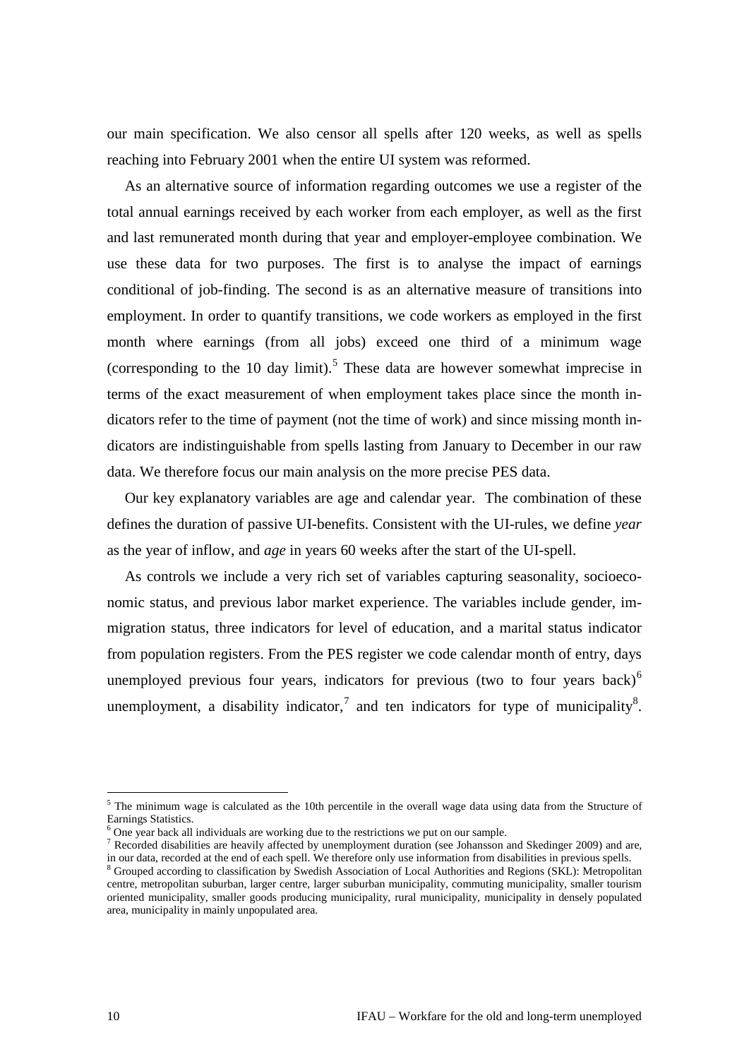our main specification. We also censor all spells after 120 weeks, as well as spells reaching into February 2001 when the entire UI system was reformed.

As an alternative source of information regarding outcomes we use a register of the total annual earnings received by each worker from each employer, as well as the first and last remunerated month during that year and employer-employee combination. We use these data for two purposes. The first is to analyse the impact of earnings conditional of job-finding. The second is as an alternative measure of transitions into employment. In order to quantify transitions, we code workers as employed in the first month where earnings (from all jobs) exceed one third of a minimum wage (corresponding to the 10 day limit).[5] These data are however somewhat imprecise in terms of the exact measurement of when employment takes place since the month indicators refer to the time of payment (not the time of work) and since missing month indicators are indistinguishable from spells lasting from January to December in our raw data. We therefore focus our main analysis on the more precise PES data.

Our key explanatory variables are age and calendar year. The combination of these defines the duration of passive UI-benefits. Consistent with the UI-rules, we define *year* as the year of inflow, and *age* in years 60 weeks after the start of the UI-spell.

As controls we include a very rich set of variables capturing seasonality, socioeconomic status, and previous labor market experience. The variables include gender, immigration status, three indicators for level of education, and a marital status indicator from population registers. From the PES register we code calendar month of entry, days unemployed previous four years, indicators for previous (two to four years back)[6] unemployment, a disability indicator,[7] and ten indicators for type of municipality[8].

---

[5] The minimum wage is calculated as the 10th percentile in the overall wage data using data from the Structure of Earnings Statistics.

[6] One year back all individuals are working due to the restrictions we put on our sample.

[7] Recorded disabilities are heavily affected by unemployment duration (see Johansson and Skedinger 2009) and are, in our data, recorded at the end of each spell. We therefore only use information from disabilities in previous spells.

[8] Grouped according to classification by Swedish Association of Local Authorities and Regions (SKL): Metropolitan centre, metropolitan suburban, larger centre, larger suburban municipality, commuting municipality, smaller tourism oriented municipality, smaller goods producing municipality, rural municipality, municipality in densely populated area, municipality in mainly unpopulated area.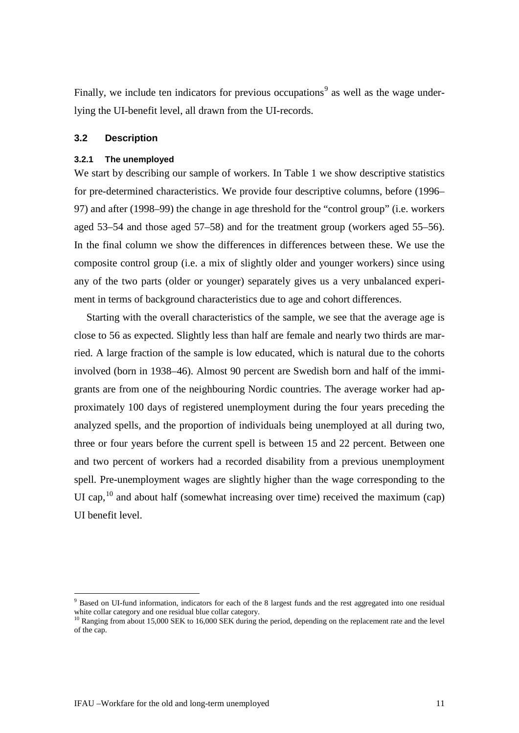Finally, we include ten indicators for previous occupations[9] as well as the wage underlying the UI-benefit level, all drawn from the UI-records.

## 3.2 Description

### 3.2.1 The unemployed

We start by describing our sample of workers. In Table 1 we show descriptive statistics for pre-determined characteristics. We provide four descriptive columns, before (1996–97) and after (1998–99) the change in age threshold for the "control group" (i.e. workers aged 53–54 and those aged 57–58) and for the treatment group (workers aged 55–56). In the final column we show the differences in differences between these. We use the composite control group (i.e. a mix of slightly older and younger workers) since using any of the two parts (older or younger) separately gives us a very unbalanced experiment in terms of background characteristics due to age and cohort differences.

Starting with the overall characteristics of the sample, we see that the average age is close to 56 as expected. Slightly less than half are female and nearly two thirds are married. A large fraction of the sample is low educated, which is natural due to the cohorts involved (born in 1938–46). Almost 90 percent are Swedish born and half of the immigrants are from one of the neighbouring Nordic countries. The average worker had approximately 100 days of registered unemployment during the four years preceding the analyzed spells, and the proportion of individuals being unemployed at all during two, three or four years before the current spell is between 15 and 22 percent. Between one and two percent of workers had a recorded disability from a previous unemployment spell. Pre-unemployment wages are slightly higher than the wage corresponding to the UI cap,[10] and about half (somewhat increasing over time) received the maximum (cap) UI benefit level.

[9] Based on UI-fund information, indicators for each of the 8 largest funds and the rest aggregated into one residual white collar category and one residual blue collar category.

[10] Ranging from about 15,000 SEK to 16,000 SEK during the period, depending on the replacement rate and the level of the cap.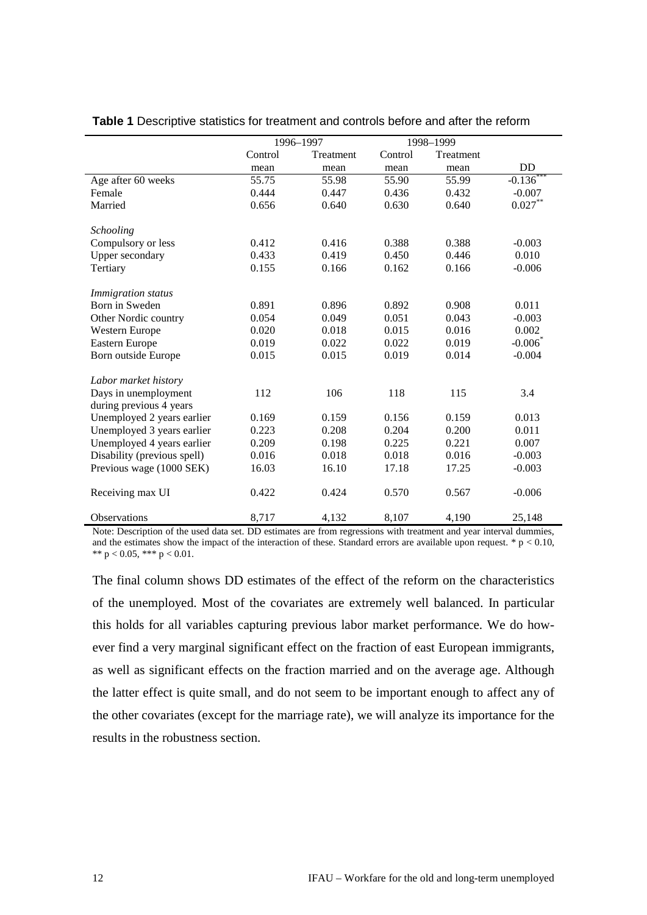**Table 1** Descriptive statistics for treatment and controls before and after the reform

| | 1996–1997 | | 1998–1999 | | |
|---|---|---|---|---|---|
| | Control mean | Treatment mean | Control mean | Treatment mean | DD |
| Age after 60 weeks | 55.75 | 55.98 | 55.90 | 55.99 | $-0.136^{***}$ |
| Female | 0.444 | 0.447 | 0.436 | 0.432 | -0.007 |
| Married | 0.656 | 0.640 | 0.630 | 0.640 | $0.027^{**}$ |
| *Schooling* | | | | | |
| Compulsory or less | 0.412 | 0.416 | 0.388 | 0.388 | -0.003 |
| Upper secondary | 0.433 | 0.419 | 0.450 | 0.446 | 0.010 |
| Tertiary | 0.155 | 0.166 | 0.162 | 0.166 | -0.006 |
| *Immigration status* | | | | | |
| Born in Sweden | 0.891 | 0.896 | 0.892 | 0.908 | 0.011 |
| Other Nordic country | 0.054 | 0.049 | 0.051 | 0.043 | -0.003 |
| Western Europe | 0.020 | 0.018 | 0.015 | 0.016 | 0.002 |
| Eastern Europe | 0.019 | 0.022 | 0.022 | 0.019 | $-0.006^{*}$ |
| Born outside Europe | 0.015 | 0.015 | 0.019 | 0.014 | -0.004 |
| *Labor market history* | | | | | |
| Days in unemployment during previous 4 years | 112 | 106 | 118 | 115 | 3.4 |
| Unemployed 2 years earlier | 0.169 | 0.159 | 0.156 | 0.159 | 0.013 |
| Unemployed 3 years earlier | 0.223 | 0.208 | 0.204 | 0.200 | 0.011 |
| Unemployed 4 years earlier | 0.209 | 0.198 | 0.225 | 0.221 | 0.007 |
| Disability (previous spell) | 0.016 | 0.018 | 0.018 | 0.016 | -0.003 |
| Previous wage (1000 SEK) | 16.03 | 16.10 | 17.18 | 17.25 | -0.003 |
| Receiving max UI | 0.422 | 0.424 | 0.570 | 0.567 | -0.006 |
| Observations | 8,717 | 4,132 | 8,107 | 4,190 | 25,148 |

Note: Description of the used data set. DD estimates are from regressions with treatment and year interval dummies, and the estimates show the impact of the interaction of these. Standard errors are available upon request. * $p < 0.10$, ** $p < 0.05$, *** $p < 0.01$.

The final column shows DD estimates of the effect of the reform on the characteristics of the unemployed. Most of the covariates are extremely well balanced. In particular this holds for all variables capturing previous labor market performance. We do however find a very marginal significant effect on the fraction of east European immigrants, as well as significant effects on the fraction married and on the average age. Although the latter effect is quite small, and do not seem to be important enough to affect any of the other covariates (except for the marriage rate), we will analyze its importance for the results in the robustness section.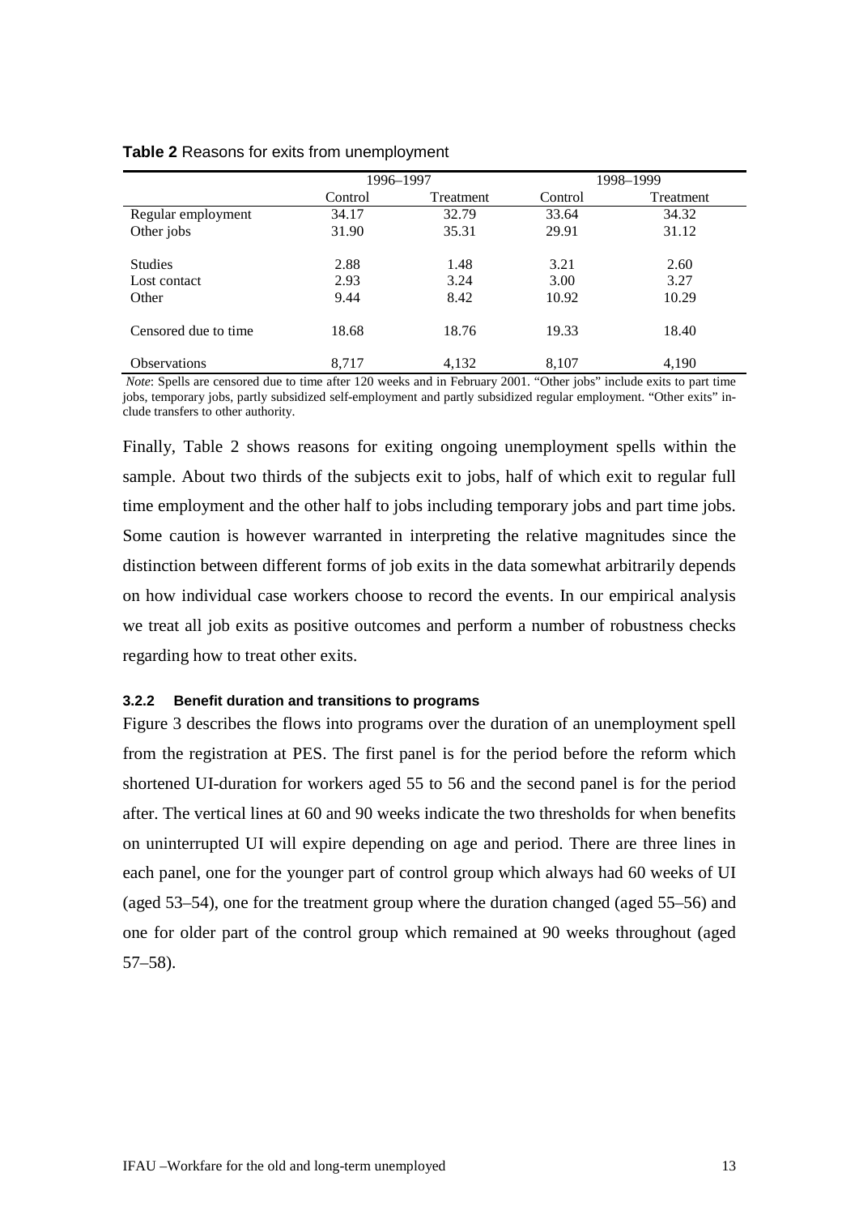**Table 2** Reasons for exits from unemployment

| | 1996–1997 | | 1998–1999 | |
|---|---|---|---|---|
| | Control | Treatment | Control | Treatment |
| Regular employment | 34.17 | 32.79 | 33.64 | 34.32 |
| Other jobs | 31.90 | 35.31 | 29.91 | 31.12 |
| Studies | 2.88 | 1.48 | 3.21 | 2.60 |
| Lost contact | 2.93 | 3.24 | 3.00 | 3.27 |
| Other | 9.44 | 8.42 | 10.92 | 10.29 |
| Censored due to time | 18.68 | 18.76 | 19.33 | 18.40 |
| Observations | 8,717 | 4,132 | 8,107 | 4,190 |

*Note*: Spells are censored due to time after 120 weeks and in February 2001. "Other jobs" include exits to part time jobs, temporary jobs, partly subsidized self-employment and partly subsidized regular employment. "Other exits" include transfers to other authority.

Finally, Table 2 shows reasons for exiting ongoing unemployment spells within the sample. About two thirds of the subjects exit to jobs, half of which exit to regular full time employment and the other half to jobs including temporary jobs and part time jobs. Some caution is however warranted in interpreting the relative magnitudes since the distinction between different forms of job exits in the data somewhat arbitrarily depends on how individual case workers choose to record the events. In our empirical analysis we treat all job exits as positive outcomes and perform a number of robustness checks regarding how to treat other exits.

### 3.2.2 Benefit duration and transitions to programs

Figure 3 describes the flows into programs over the duration of an unemployment spell from the registration at PES. The first panel is for the period before the reform which shortened UI-duration for workers aged 55 to 56 and the second panel is for the period after. The vertical lines at 60 and 90 weeks indicate the two thresholds for when benefits on uninterrupted UI will expire depending on age and period. There are three lines in each panel, one for the younger part of control group which always had 60 weeks of UI (aged 53–54), one for the treatment group where the duration changed (aged 55–56) and one for older part of the control group which remained at 90 weeks throughout (aged 57–58).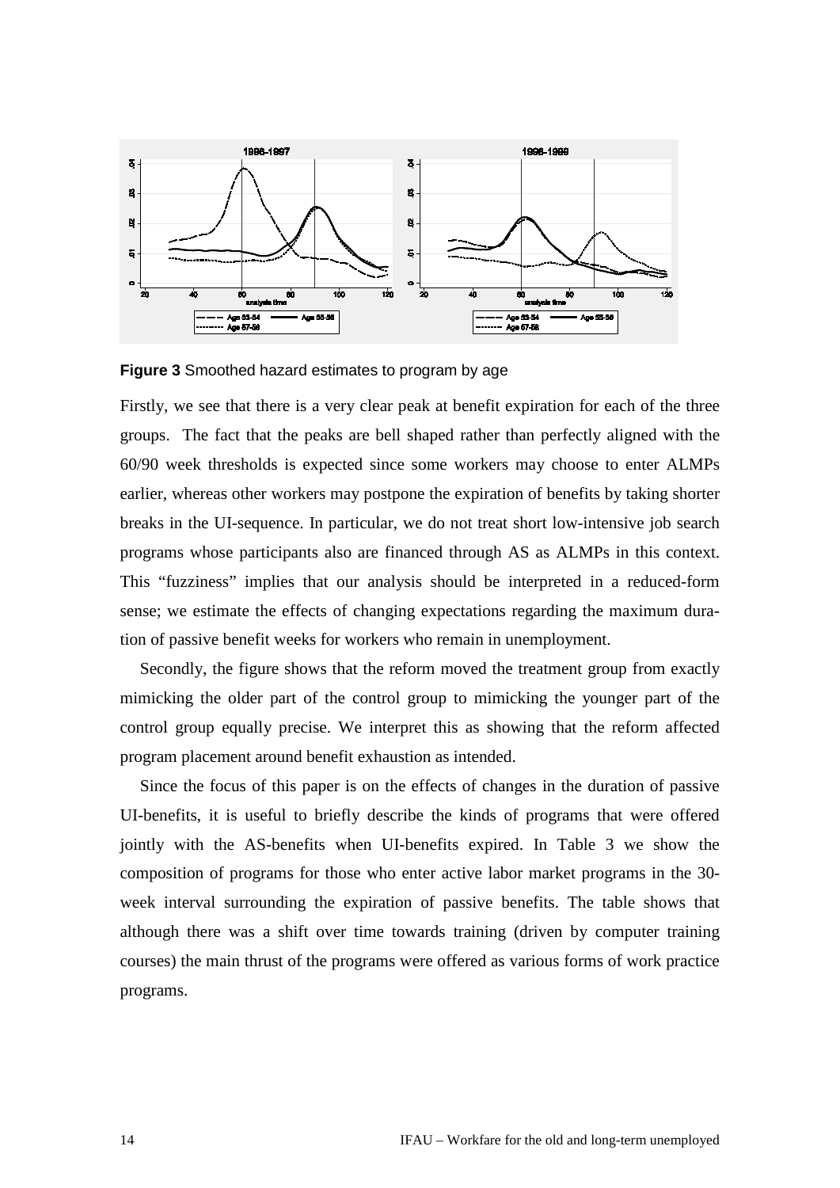**Figure 3** Smoothed hazard estimates to program by age

Firstly, we see that there is a very clear peak at benefit expiration for each of the three groups. The fact that the peaks are bell shaped rather than perfectly aligned with the 60/90 week thresholds is expected since some workers may choose to enter ALMPs earlier, whereas other workers may postpone the expiration of benefits by taking shorter breaks in the UI-sequence. In particular, we do not treat short low-intensive job search programs whose participants also are financed through AS as ALMPs in this context. This "fuzziness" implies that our analysis should be interpreted in a reduced-form sense; we estimate the effects of changing expectations regarding the maximum duration of passive benefit weeks for workers who remain in unemployment.

Secondly, the figure shows that the reform moved the treatment group from exactly mimicking the older part of the control group to mimicking the younger part of the control group equally precise. We interpret this as showing that the reform affected program placement around benefit exhaustion as intended.

Since the focus of this paper is on the effects of changes in the duration of passive UI-benefits, it is useful to briefly describe the kinds of programs that were offered jointly with the AS-benefits when UI-benefits expired. In Table 3 we show the composition of programs for those who enter active labor market programs in the 30-week interval surrounding the expiration of passive benefits. The table shows that although there was a shift over time towards training (driven by computer training courses) the main thrust of the programs were offered as various forms of work practice programs.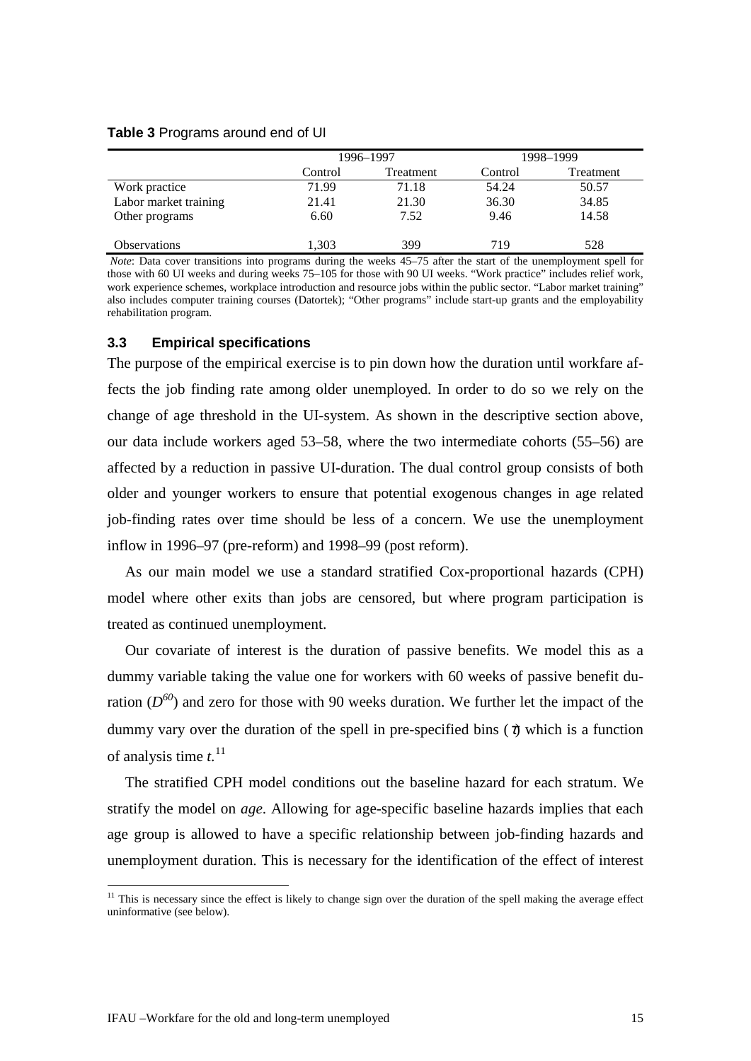**Table 3** Programs around end of UI

| | 1996–1997 | | 1998–1999 | |
|---|---|---|---|---|
| | Control | Treatment | Control | Treatment |
| Work practice | 71.99 | 71.18 | 54.24 | 50.57 |
| Labor market training | 21.41 | 21.30 | 36.30 | 34.85 |
| Other programs | 6.60 | 7.52 | 9.46 | 14.58 |
| Observations | 1,303 | 399 | 719 | 528 |

*Note*: Data cover transitions into programs during the weeks 45–75 after the start of the unemployment spell for those with 60 UI weeks and during weeks 75–105 for those with 90 UI weeks. "Work practice" includes relief work, work experience schemes, workplace introduction and resource jobs within the public sector. "Labor market training" also includes computer training courses (Datortek); "Other programs" include start-up grants and the employability rehabilitation program.

### 3.3 Empirical specifications

The purpose of the empirical exercise is to pin down how the duration until workfare affects the job finding rate among older unemployed. In order to do so we rely on the change of age threshold in the UI-system. As shown in the descriptive section above, our data include workers aged 53–58, where the two intermediate cohorts (55–56) are affected by a reduction in passive UI-duration. The dual control group consists of both older and younger workers to ensure that potential exogenous changes in age related job-finding rates over time should be less of a concern. We use the unemployment inflow in 1996–97 (pre-reform) and 1998–99 (post reform).

As our main model we use a standard stratified Cox-proportional hazards (CPH) model where other exits than jobs are censored, but where program participation is treated as continued unemployment.

Our covariate of interest is the duration of passive benefits. We model this as a dummy variable taking the value one for workers with 60 weeks of passive benefit duration ($D^{60}$) and zero for those with 90 weeks duration. We further let the impact of the dummy vary over the duration of the spell in pre-specified bins ($\tau$) which is a function of analysis time $t$.[11]

The stratified CPH model conditions out the baseline hazard for each stratum. We stratify the model on *age*. Allowing for age-specific baseline hazards implies that each age group is allowed to have a specific relationship between job-finding hazards and unemployment duration. This is necessary for the identification of the effect of interest

[11] This is necessary since the effect is likely to change sign over the duration of the spell making the average effect uninformative (see below).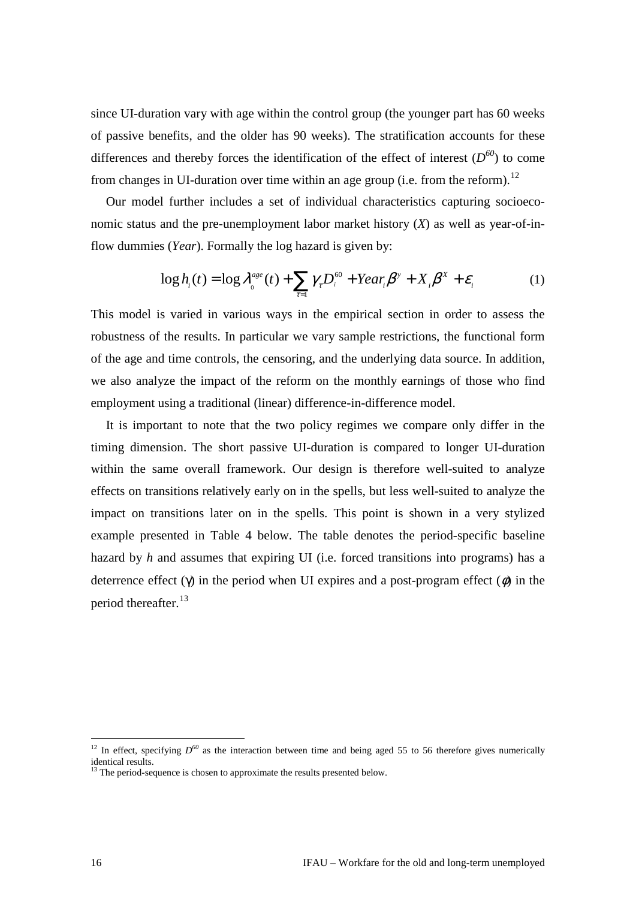since UI-duration vary with age within the control group (the younger part has 60 weeks of passive benefits, and the older has 90 weeks). The stratification accounts for these differences and thereby forces the identification of the effect of interest ($D^{60}$) to come from changes in UI-duration over time within an age group (i.e. from the reform).[12]

Our model further includes a set of individual characteristics capturing socioeconomic status and the pre-unemployment labor market history ($X$) as well as year-of-inflow dummies ($Year$). Formally the log hazard is given by:

$$\log h_i(t) = \log \lambda_0^{age}(t) + \sum_{\tau=1} \gamma_\tau D_i^{60} + Year_i \beta^y + X_i \beta^X + \varepsilon_i \tag{1}$$

This model is varied in various ways in the empirical section in order to assess the robustness of the results. In particular we vary sample restrictions, the functional form of the age and time controls, the censoring, and the underlying data source. In addition, we also analyze the impact of the reform on the monthly earnings of those who find employment using a traditional (linear) difference-in-difference model.

It is important to note that the two policy regimes we compare only differ in the timing dimension. The short passive UI-duration is compared to longer UI-duration within the same overall framework. Our design is therefore well-suited to analyze effects on transitions relatively early on in the spells, but less well-suited to analyze the impact on transitions later on in the spells. This point is shown in a very stylized example presented in Table 4 below. The table denotes the period-specific baseline hazard by $h$ and assumes that expiring UI (i.e. forced transitions into programs) has a deterrence effect ($\gamma$) in the period when UI expires and a post-program effect ($\phi$) in the period thereafter.[13]

---

[12] In effect, specifying $D^{60}$ as the interaction between time and being aged 55 to 56 therefore gives numerically identical results.

[13] The period-sequence is chosen to approximate the results presented below.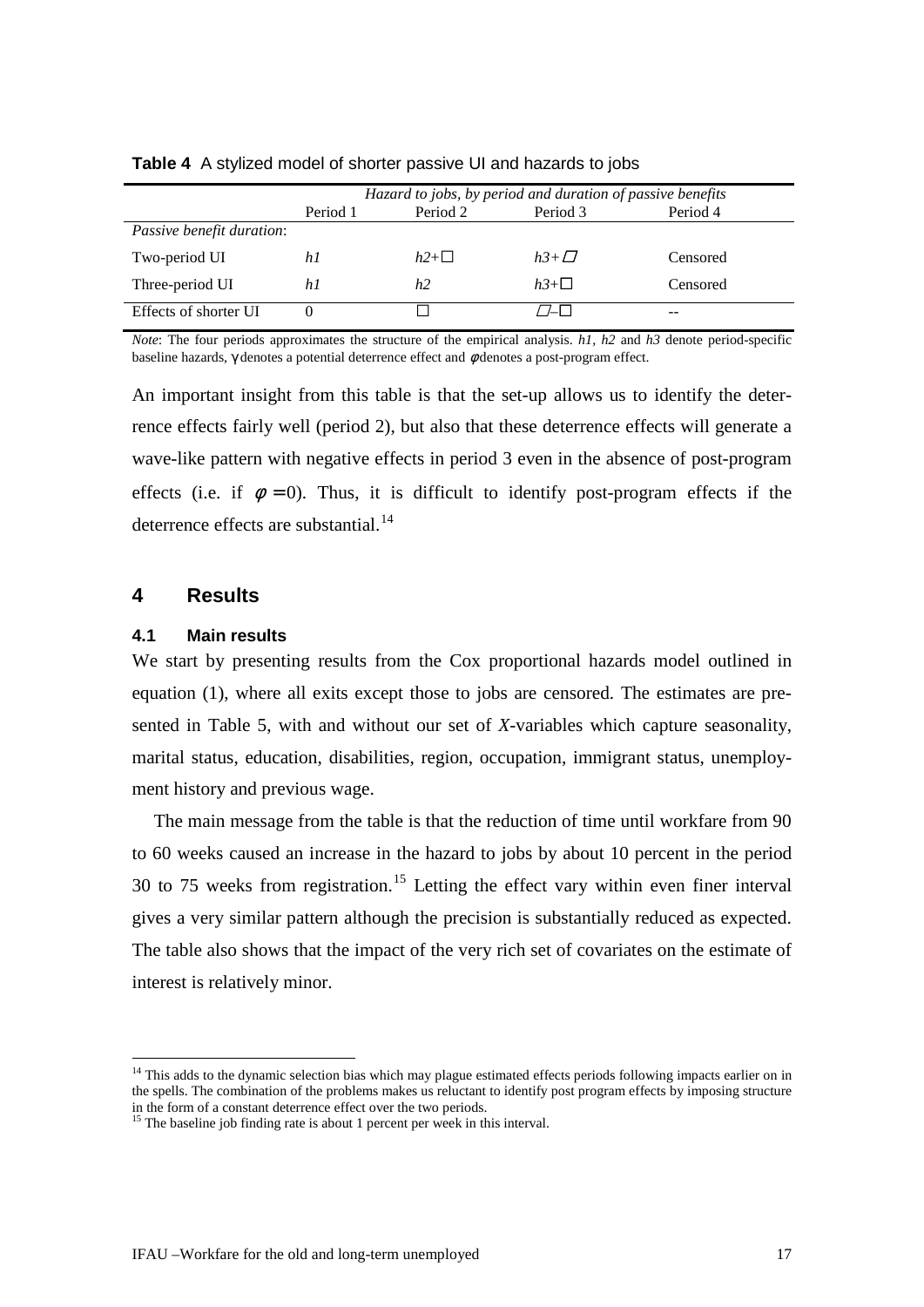**Table 4** A stylized model of shorter passive UI and hazards to jobs

| | *Hazard to jobs, by period and duration of passive benefits* | | | |
|---|---|---|---|---|
| | Period 1 | Period 2 | Period 3 | Period 4 |
| *Passive benefit duration*: | | | | |
| Two-period UI | *h1* | $h2+\gamma$ | $h3+\phi$ | Censored |
| Three-period UI | *h1* | *h2* | $h3+\gamma$ | Censored |
| Effects of shorter UI | 0 | $\gamma$ | $\phi-\gamma$ | -- |

*Note*: The four periods approximates the structure of the empirical analysis. *h1*, *h2* and *h3* denote period-specific baseline hazards, $\gamma$ denotes a potential deterrence effect and $\phi$ denotes a post-program effect.

An important insight from this table is that the set-up allows us to identify the deterrence effects fairly well (period 2), but also that these deterrence effects will generate a wave-like pattern with negative effects in period 3 even in the absence of post-program effects (i.e. if $\phi = 0$). Thus, it is difficult to identify post-program effects if the deterrence effects are substantial.[14]

## 4 Results

### 4.1 Main results

We start by presenting results from the Cox proportional hazards model outlined in equation (1), where all exits except those to jobs are censored. The estimates are presented in Table 5, with and without our set of *X*-variables which capture seasonality, marital status, education, disabilities, region, occupation, immigrant status, unemployment history and previous wage.

The main message from the table is that the reduction of time until workfare from 90 to 60 weeks caused an increase in the hazard to jobs by about 10 percent in the period 30 to 75 weeks from registration.[15] Letting the effect vary within even finer interval gives a very similar pattern although the precision is substantially reduced as expected. The table also shows that the impact of the very rich set of covariates on the estimate of interest is relatively minor.

[14] This adds to the dynamic selection bias which may plague estimated effects periods following impacts earlier on in the spells. The combination of the problems makes us reluctant to identify post program effects by imposing structure in the form of a constant deterrence effect over the two periods.

[15] The baseline job finding rate is about 1 percent per week in this interval.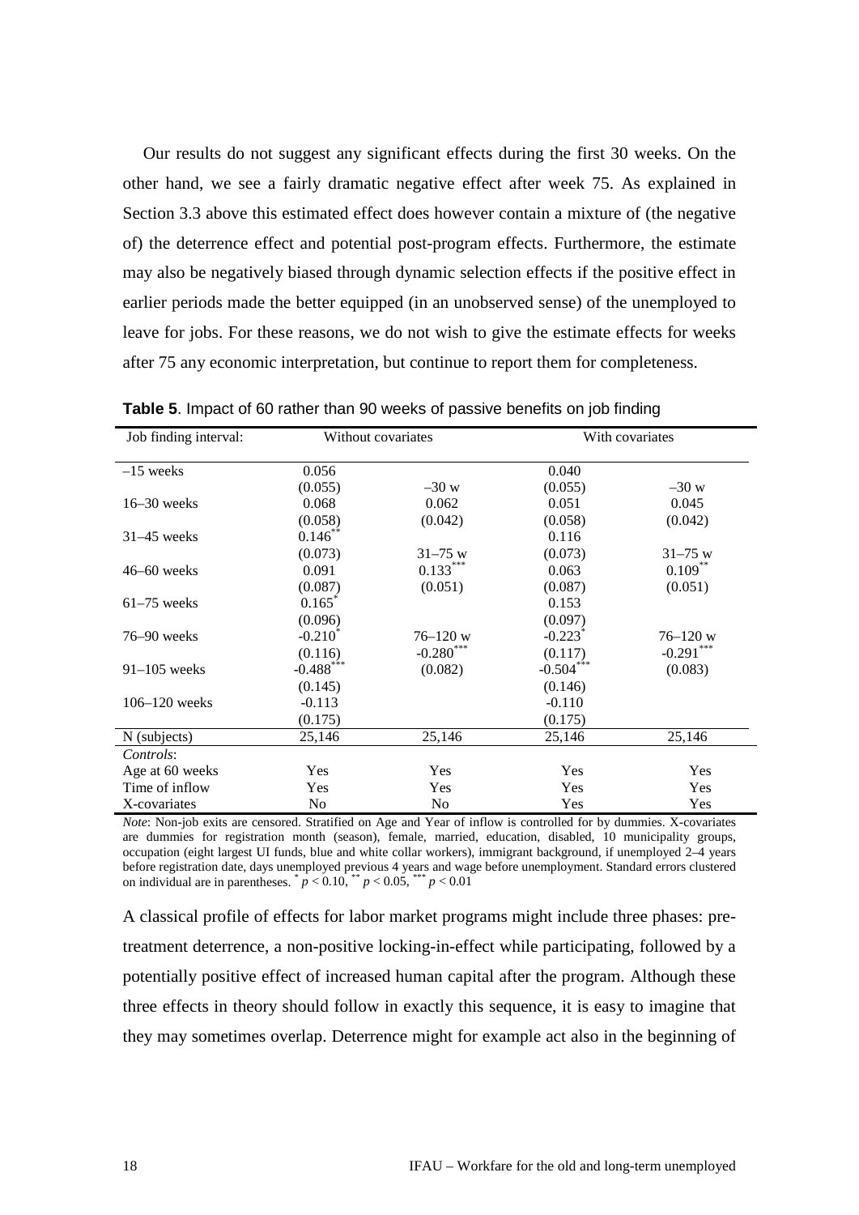Our results do not suggest any significant effects during the first 30 weeks. On the other hand, we see a fairly dramatic negative effect after week 75. As explained in Section 3.3 above this estimated effect does however contain a mixture of (the negative of) the deterrence effect and potential post-program effects. Furthermore, the estimate may also be negatively biased through dynamic selection effects if the positive effect in earlier periods made the better equipped (in an unobserved sense) of the unemployed to leave for jobs. For these reasons, we do not wish to give the estimate effects for weeks after 75 any economic interpretation, but continue to report them for completeness.

**Table 5**. Impact of 60 rather than 90 weeks of passive benefits on job finding

| Job finding interval: | Without covariates | | With covariates | |
|---|---|---|---|---|
| –15 weeks | 0.056 | | 0.040 | |
| | (0.055) | –30 w | (0.055) | –30 w |
| 16–30 weeks | 0.068 | 0.062 | 0.051 | 0.045 |
| | (0.058) | (0.042) | (0.058) | (0.042) |
| 31–45 weeks | $0.146^{**}$ | | 0.116 | |
| | (0.073) | 31–75 w | (0.073) | 31–75 w |
| 46–60 weeks | 0.091 | $0.133^{***}$ | 0.063 | $0.109^{**}$ |
| | (0.087) | (0.051) | (0.087) | (0.051) |
| 61–75 weeks | $0.165^{*}$ | | 0.153 | |
| | (0.096) | | (0.097) | |
| 76–90 weeks | $-0.210^{*}$ | 76–120 w | $-0.223^{*}$ | 76–120 w |
| | (0.116) | $-0.280^{***}$ | (0.117) | $-0.291^{***}$ |
| 91–105 weeks | $-0.488^{***}$ | (0.082) | $-0.504^{***}$ | (0.083) |
| | (0.145) | | (0.146) | |
| 106–120 weeks | -0.113 | | -0.110 | |
| | (0.175) | | (0.175) | |
| N (subjects) | 25,146 | 25,146 | 25,146 | 25,146 |
| *Controls*: | | | | |
| Age at 60 weeks | Yes | Yes | Yes | Yes |
| Time of inflow | Yes | Yes | Yes | Yes |
| X-covariates | No | No | Yes | Yes |

*Note*: Non-job exits are censored. Stratified on Age and Year of inflow is controlled for by dummies. X-covariates are dummies for registration month (season), female, married, education, disabled, 10 municipality groups, occupation (eight largest UI funds, blue and white collar workers), immigrant background, if unemployed 2–4 years before registration date, days unemployed previous 4 years and wage before unemployment. Standard errors clustered on individual are in parentheses. $^{*}p < 0.10$, $^{**}p < 0.05$, $^{***}p < 0.01$

A classical profile of effects for labor market programs might include three phases: pre-treatment deterrence, a non-positive locking-in-effect while participating, followed by a potentially positive effect of increased human capital after the program. Although these three effects in theory should follow in exactly this sequence, it is easy to imagine that they may sometimes overlap. Deterrence might for example act also in the beginning of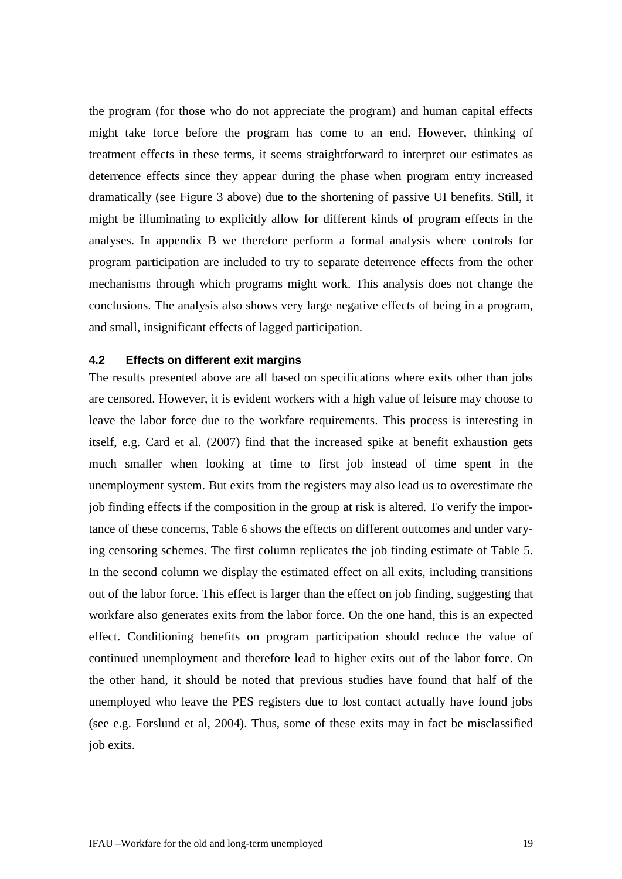the program (for those who do not appreciate the program) and human capital effects might take force before the program has come to an end. However, thinking of treatment effects in these terms, it seems straightforward to interpret our estimates as deterrence effects since they appear during the phase when program entry increased dramatically (see Figure 3 above) due to the shortening of passive UI benefits. Still, it might be illuminating to explicitly allow for different kinds of program effects in the analyses. In appendix B we therefore perform a formal analysis where controls for program participation are included to try to separate deterrence effects from the other mechanisms through which programs might work. This analysis does not change the conclusions. The analysis also shows very large negative effects of being in a program, and small, insignificant effects of lagged participation.

### 4.2 Effects on different exit margins

The results presented above are all based on specifications where exits other than jobs are censored. However, it is evident workers with a high value of leisure may choose to leave the labor force due to the workfare requirements. This process is interesting in itself, e.g. Card et al. (2007) find that the increased spike at benefit exhaustion gets much smaller when looking at time to first job instead of time spent in the unemployment system. But exits from the registers may also lead us to overestimate the job finding effects if the composition in the group at risk is altered. To verify the importance of these concerns, Table 6 shows the effects on different outcomes and under varying censoring schemes. The first column replicates the job finding estimate of Table 5. In the second column we display the estimated effect on all exits, including transitions out of the labor force. This effect is larger than the effect on job finding, suggesting that workfare also generates exits from the labor force. On the one hand, this is an expected effect. Conditioning benefits on program participation should reduce the value of continued unemployment and therefore lead to higher exits out of the labor force. On the other hand, it should be noted that previous studies have found that half of the unemployed who leave the PES registers due to lost contact actually have found jobs (see e.g. Forslund et al, 2004). Thus, some of these exits may in fact be misclassified job exits.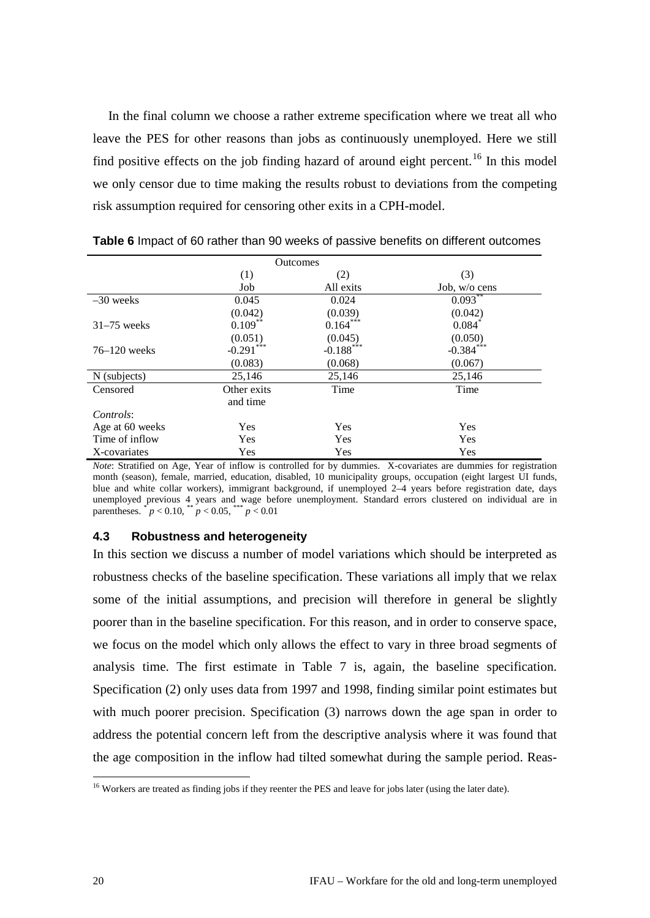In the final column we choose a rather extreme specification where we treat all who leave the PES for other reasons than jobs as continuously unemployed. Here we still find positive effects on the job finding hazard of around eight percent.[16] In this model we only censor due to time making the results robust to deviations from the competing risk assumption required for censoring other exits in a CPH-model.

**Table 6** Impact of 60 rather than 90 weeks of passive benefits on different outcomes

| | Outcomes | | |
|---|---|---|---|
| | (1) | (2) | (3) |
| | Job | All exits | Job, w/o cens |
| –30 weeks | 0.045 | 0.024 | 0.093** |
| | (0.042) | (0.039) | (0.042) |
| 31–75 weeks | 0.109** | 0.164*** | 0.084* |
| | (0.051) | (0.045) | (0.050) |
| 76–120 weeks | -0.291*** | -0.188*** | -0.384*** |
| | (0.083) | (0.068) | (0.067) |
| N (subjects) | 25,146 | 25,146 | 25,146 |
| Censored | Other exits and time | Time | Time |
| *Controls*: | | | |
| Age at 60 weeks | Yes | Yes | Yes |
| Time of inflow | Yes | Yes | Yes |
| X-covariates | Yes | Yes | Yes |

*Note*: Stratified on Age, Year of inflow is controlled for by dummies. X-covariates are dummies for registration month (season), female, married, education, disabled, 10 municipality groups, occupation (eight largest UI funds, blue and white collar workers), immigrant background, if unemployed 2–4 years before registration date, days unemployed previous 4 years and wage before unemployment. Standard errors clustered on individual are in parentheses. * $p < 0.10$, ** $p < 0.05$, *** $p < 0.01$

### 4.3 Robustness and heterogeneity

In this section we discuss a number of model variations which should be interpreted as robustness checks of the baseline specification. These variations all imply that we relax some of the initial assumptions, and precision will therefore in general be slightly poorer than in the baseline specification. For this reason, and in order to conserve space, we focus on the model which only allows the effect to vary in three broad segments of analysis time. The first estimate in Table 7 is, again, the baseline specification. Specification (2) only uses data from 1997 and 1998, finding similar point estimates but with much poorer precision. Specification (3) narrows down the age span in order to address the potential concern left from the descriptive analysis where it was found that the age composition in the inflow had tilted somewhat during the sample period. Reas-

[16] Workers are treated as finding jobs if they reenter the PES and leave for jobs later (using the later date).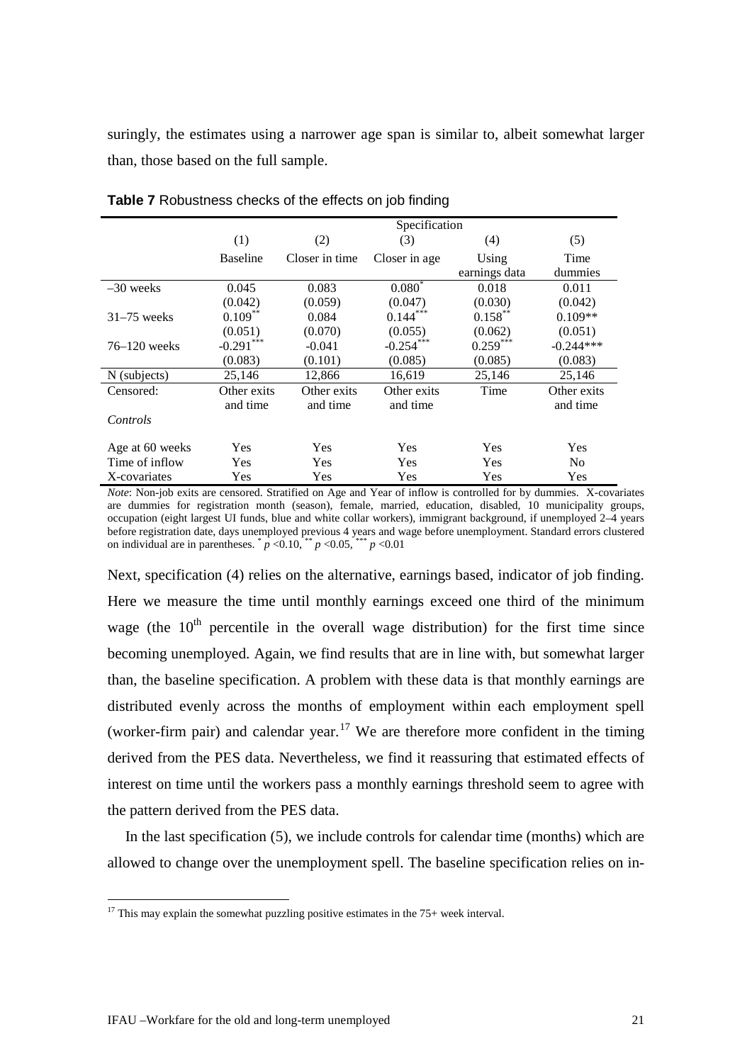suringly, the estimates using a narrower age span is similar to, albeit somewhat larger than, those based on the full sample.

**Table 7** Robustness checks of the effects on job finding

| | Specification | | | | |
|---|---|---|---|---|---|
| | (1) | (2) | (3) | (4) | (5) |
| | Baseline | Closer in time | Closer in age | Using earnings data | Time dummies |
| –30 weeks | 0.045 | 0.083 | 0.080* | 0.018 | 0.011 |
| | (0.042) | (0.059) | (0.047) | (0.030) | (0.042) |
| 31–75 weeks | 0.109** | 0.084 | 0.144*** | 0.158** | 0.109** |
| | (0.051) | (0.070) | (0.055) | (0.062) | (0.051) |
| 76–120 weeks | -0.291*** | -0.041 | -0.254*** | 0.259*** | -0.244*** |
| | (0.083) | (0.101) | (0.085) | (0.085) | (0.083) |
| N (subjects) | 25,146 | 12,866 | 16,619 | 25,146 | 25,146 |
| Censored: | Other exits and time | Other exits and time | Other exits and time | Time | Other exits and time |
| *Controls* | | | | | |
| Age at 60 weeks | Yes | Yes | Yes | Yes | Yes |
| Time of inflow | Yes | Yes | Yes | Yes | No |
| X-covariates | Yes | Yes | Yes | Yes | Yes |

*Note*: Non-job exits are censored. Stratified on Age and Year of inflow is controlled for by dummies. X-covariates are dummies for registration month (season), female, married, education, disabled, 10 municipality groups, occupation (eight largest UI funds, blue and white collar workers), immigrant background, if unemployed 2–4 years before registration date, days unemployed previous 4 years and wage before unemployment. Standard errors clustered on individual are in parentheses. * $p < 0.10$, ** $p < 0.05$, *** $p < 0.01$

Next, specification (4) relies on the alternative, earnings based, indicator of job finding. Here we measure the time until monthly earnings exceed one third of the minimum wage (the 10th percentile in the overall wage distribution) for the first time since becoming unemployed. Again, we find results that are in line with, but somewhat larger than, the baseline specification. A problem with these data is that monthly earnings are distributed evenly across the months of employment within each employment spell (worker-firm pair) and calendar year.[17] We are therefore more confident in the timing derived from the PES data. Nevertheless, we find it reassuring that estimated effects of interest on time until the workers pass a monthly earnings threshold seem to agree with the pattern derived from the PES data.

In the last specification (5), we include controls for calendar time (months) which are allowed to change over the unemployment spell. The baseline specification relies on in-

[17] This may explain the somewhat puzzling positive estimates in the 75+ week interval.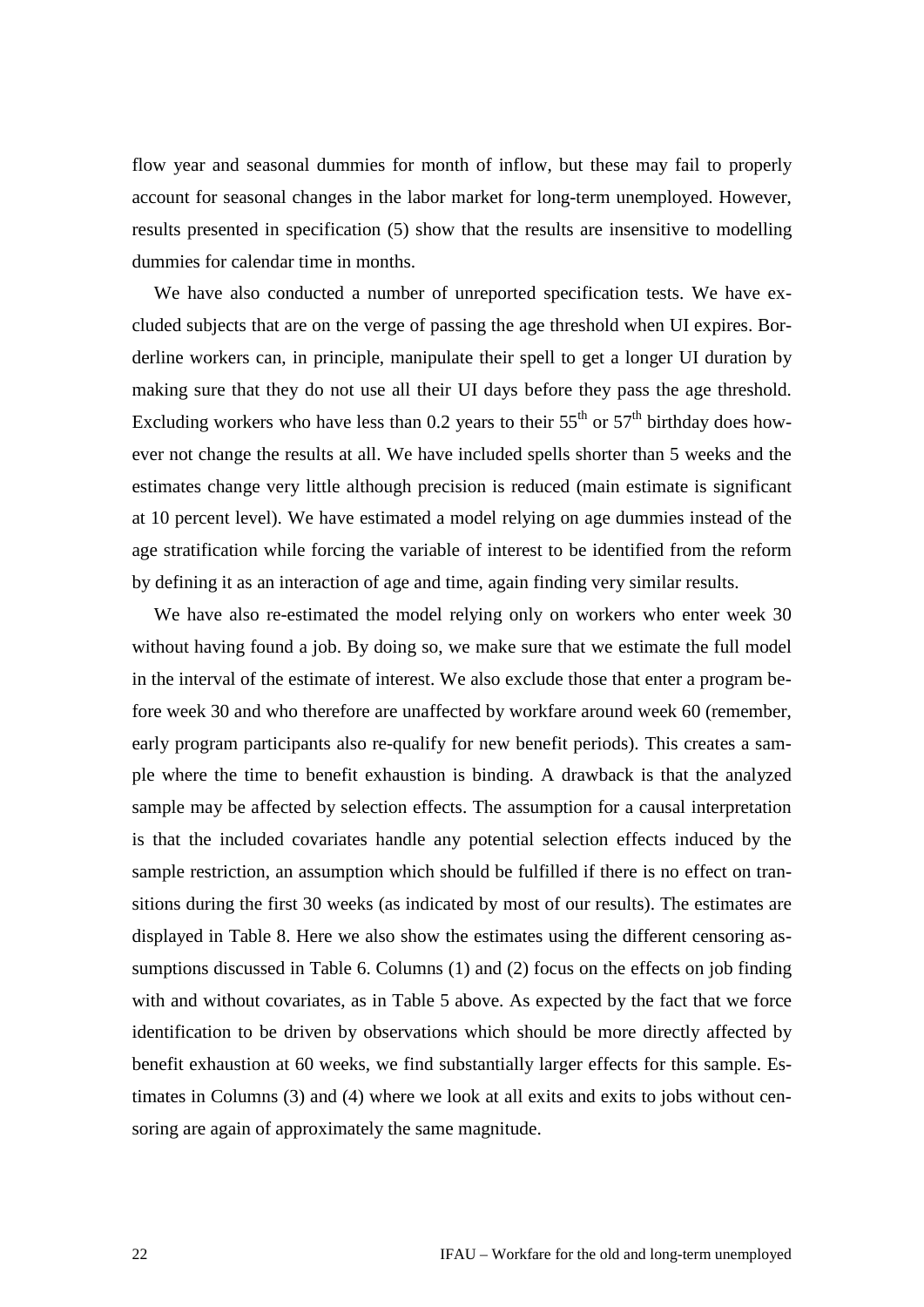flow year and seasonal dummies for month of inflow, but these may fail to properly account for seasonal changes in the labor market for long-term unemployed. However, results presented in specification (5) show that the results are insensitive to modelling dummies for calendar time in months.

We have also conducted a number of unreported specification tests. We have excluded subjects that are on the verge of passing the age threshold when UI expires. Borderline workers can, in principle, manipulate their spell to get a longer UI duration by making sure that they do not use all their UI days before they pass the age threshold. Excluding workers who have less than 0.2 years to their $55^{th}$ or $57^{th}$ birthday does however not change the results at all. We have included spells shorter than 5 weeks and the estimates change very little although precision is reduced (main estimate is significant at 10 percent level). We have estimated a model relying on age dummies instead of the age stratification while forcing the variable of interest to be identified from the reform by defining it as an interaction of age and time, again finding very similar results.

We have also re-estimated the model relying only on workers who enter week 30 without having found a job. By doing so, we make sure that we estimate the full model in the interval of the estimate of interest. We also exclude those that enter a program before week 30 and who therefore are unaffected by workfare around week 60 (remember, early program participants also re-qualify for new benefit periods). This creates a sample where the time to benefit exhaustion is binding. A drawback is that the analyzed sample may be affected by selection effects. The assumption for a causal interpretation is that the included covariates handle any potential selection effects induced by the sample restriction, an assumption which should be fulfilled if there is no effect on transitions during the first 30 weeks (as indicated by most of our results). The estimates are displayed in Table 8. Here we also show the estimates using the different censoring assumptions discussed in Table 6. Columns (1) and (2) focus on the effects on job finding with and without covariates, as in Table 5 above. As expected by the fact that we force identification to be driven by observations which should be more directly affected by benefit exhaustion at 60 weeks, we find substantially larger effects for this sample. Estimates in Columns (3) and (4) where we look at all exits and exits to jobs without censoring are again of approximately the same magnitude.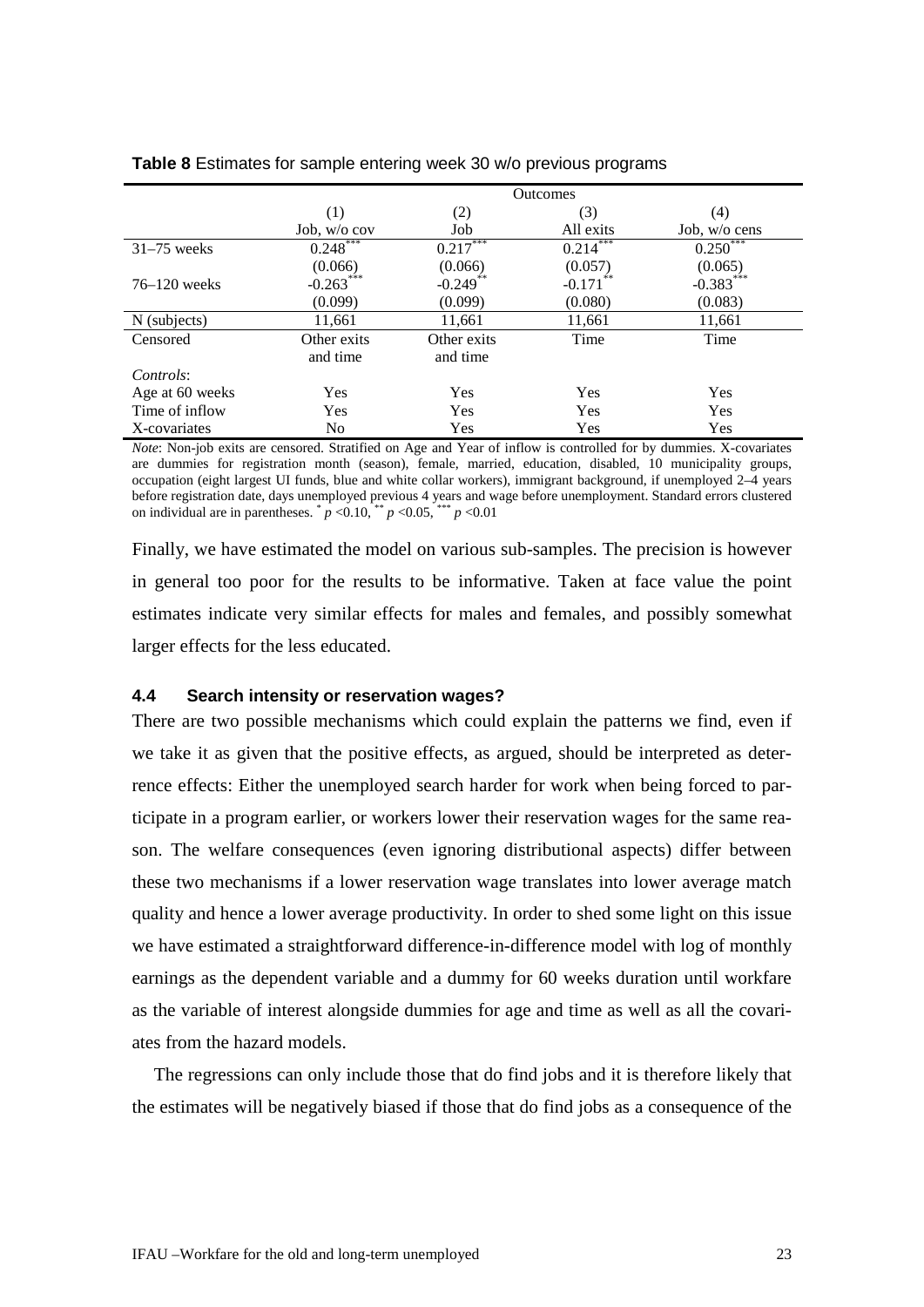**Table 8** Estimates for sample entering week 30 w/o previous programs

| | Outcomes | | | |
|---|---|---|---|---|
| | (1) | (2) | (3) | (4) |
| | Job, w/o cov | Job | All exits | Job, w/o cens |
| 31–75 weeks | 0.248*** | 0.217*** | 0.214*** | 0.250*** |
| | (0.066) | (0.066) | (0.057) | (0.065) |
| 76–120 weeks | -0.263*** | -0.249** | -0.171** | -0.383*** |
| | (0.099) | (0.099) | (0.080) | (0.083) |
| N (subjects) | 11,661 | 11,661 | 11,661 | 11,661 |
| Censored | Other exits and time | Other exits and time | Time | Time |
| *Controls*: | | | | |
| Age at 60 weeks | Yes | Yes | Yes | Yes |
| Time of inflow | Yes | Yes | Yes | Yes |
| X-covariates | No | Yes | Yes | Yes |

*Note*: Non-job exits are censored. Stratified on Age and Year of inflow is controlled for by dummies. X-covariates are dummies for registration month (season), female, married, education, disabled, 10 municipality groups, occupation (eight largest UI funds, blue and white collar workers), immigrant background, if unemployed 2–4 years before registration date, days unemployed previous 4 years and wage before unemployment. Standard errors clustered on individual are in parentheses. * $p$ <0.10, ** $p$ <0.05, *** $p$ <0.01

Finally, we have estimated the model on various sub-samples. The precision is however in general too poor for the results to be informative. Taken at face value the point estimates indicate very similar effects for males and females, and possibly somewhat larger effects for the less educated.

### 4.4 Search intensity or reservation wages?

There are two possible mechanisms which could explain the patterns we find, even if we take it as given that the positive effects, as argued, should be interpreted as deterrence effects: Either the unemployed search harder for work when being forced to participate in a program earlier, or workers lower their reservation wages for the same reason. The welfare consequences (even ignoring distributional aspects) differ between these two mechanisms if a lower reservation wage translates into lower average match quality and hence a lower average productivity. In order to shed some light on this issue we have estimated a straightforward difference-in-difference model with log of monthly earnings as the dependent variable and a dummy for 60 weeks duration until workfare as the variable of interest alongside dummies for age and time as well as all the covariates from the hazard models.

The regressions can only include those that do find jobs and it is therefore likely that the estimates will be negatively biased if those that do find jobs as a consequence of the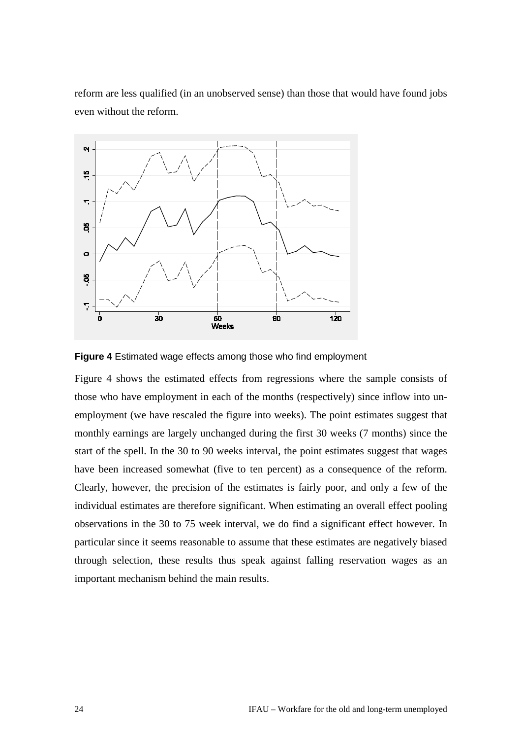reform are less qualified (in an unobserved sense) than those that would have found jobs even without the reform.

**Figure 4** Estimated wage effects among those who find employment

Figure 4 shows the estimated effects from regressions where the sample consists of those who have employment in each of the months (respectively) since inflow into unemployment (we have rescaled the figure into weeks). The point estimates suggest that monthly earnings are largely unchanged during the first 30 weeks (7 months) since the start of the spell. In the 30 to 90 weeks interval, the point estimates suggest that wages have been increased somewhat (five to ten percent) as a consequence of the reform. Clearly, however, the precision of the estimates is fairly poor, and only a few of the individual estimates are therefore significant. When estimating an overall effect pooling observations in the 30 to 75 week interval, we do find a significant effect however. In particular since it seems reasonable to assume that these estimates are negatively biased through selection, these results thus speak against falling reservation wages as an important mechanism behind the main results.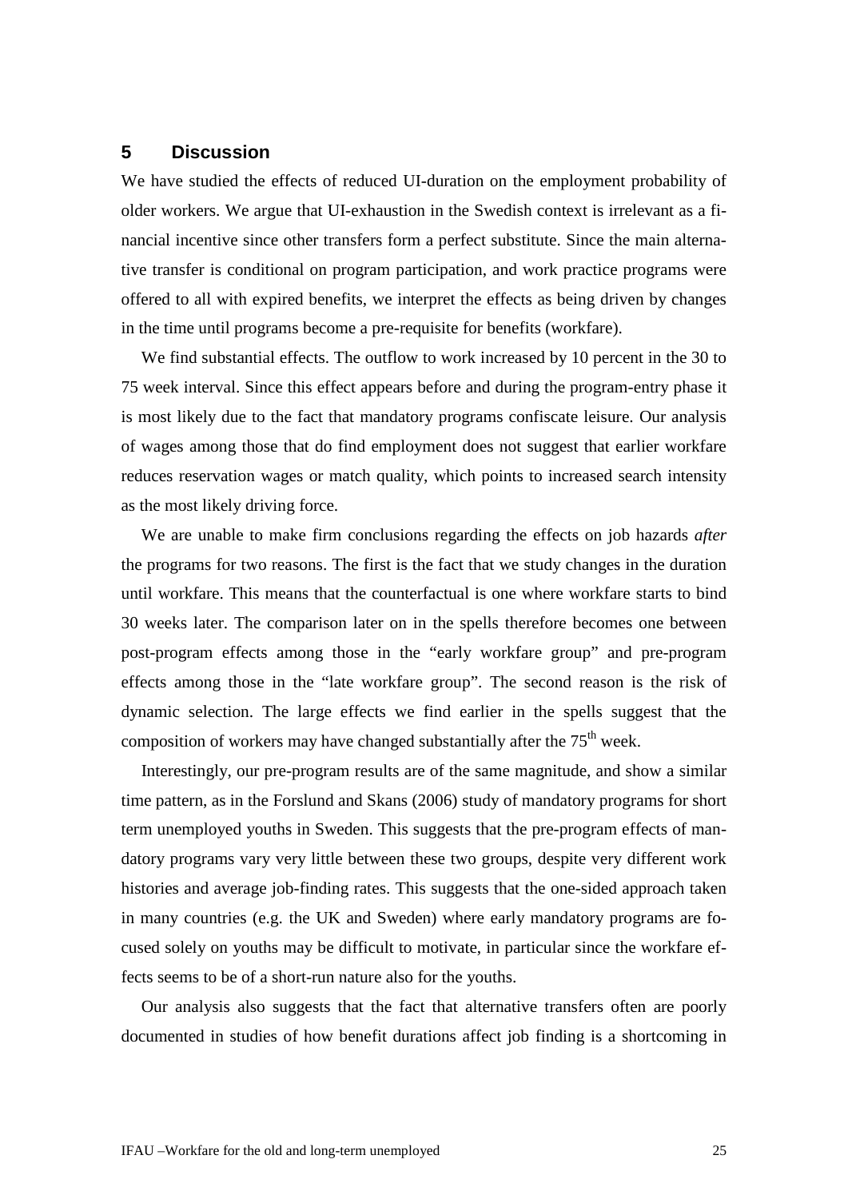## 5 Discussion

We have studied the effects of reduced UI-duration on the employment probability of older workers. We argue that UI-exhaustion in the Swedish context is irrelevant as a financial incentive since other transfers form a perfect substitute. Since the main alternative transfer is conditional on program participation, and work practice programs were offered to all with expired benefits, we interpret the effects as being driven by changes in the time until programs become a pre-requisite for benefits (workfare).

We find substantial effects. The outflow to work increased by 10 percent in the 30 to 75 week interval. Since this effect appears before and during the program-entry phase it is most likely due to the fact that mandatory programs confiscate leisure. Our analysis of wages among those that do find employment does not suggest that earlier workfare reduces reservation wages or match quality, which points to increased search intensity as the most likely driving force.

We are unable to make firm conclusions regarding the effects on job hazards *after* the programs for two reasons. The first is the fact that we study changes in the duration until workfare. This means that the counterfactual is one where workfare starts to bind 30 weeks later. The comparison later on in the spells therefore becomes one between post-program effects among those in the "early workfare group" and pre-program effects among those in the "late workfare group". The second reason is the risk of dynamic selection. The large effects we find earlier in the spells suggest that the composition of workers may have changed substantially after the 75$^{th}$ week.

Interestingly, our pre-program results are of the same magnitude, and show a similar time pattern, as in the Forslund and Skans (2006) study of mandatory programs for short term unemployed youths in Sweden. This suggests that the pre-program effects of mandatory programs vary very little between these two groups, despite very different work histories and average job-finding rates. This suggests that the one-sided approach taken in many countries (e.g. the UK and Sweden) where early mandatory programs are focused solely on youths may be difficult to motivate, in particular since the workfare effects seems to be of a short-run nature also for the youths.

Our analysis also suggests that the fact that alternative transfers often are poorly documented in studies of how benefit durations affect job finding is a shortcoming in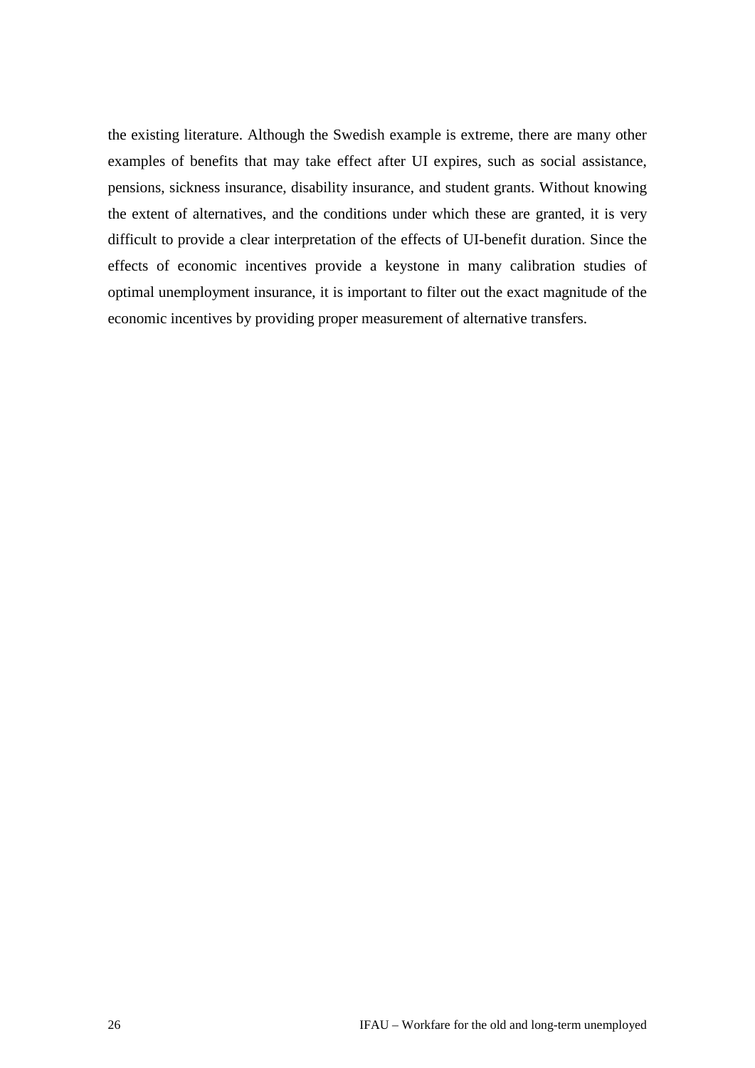the existing literature. Although the Swedish example is extreme, there are many other examples of benefits that may take effect after UI expires, such as social assistance, pensions, sickness insurance, disability insurance, and student grants. Without knowing the extent of alternatives, and the conditions under which these are granted, it is very difficult to provide a clear interpretation of the effects of UI-benefit duration. Since the effects of economic incentives provide a keystone in many calibration studies of optimal unemployment insurance, it is important to filter out the exact magnitude of the economic incentives by providing proper measurement of alternative transfers.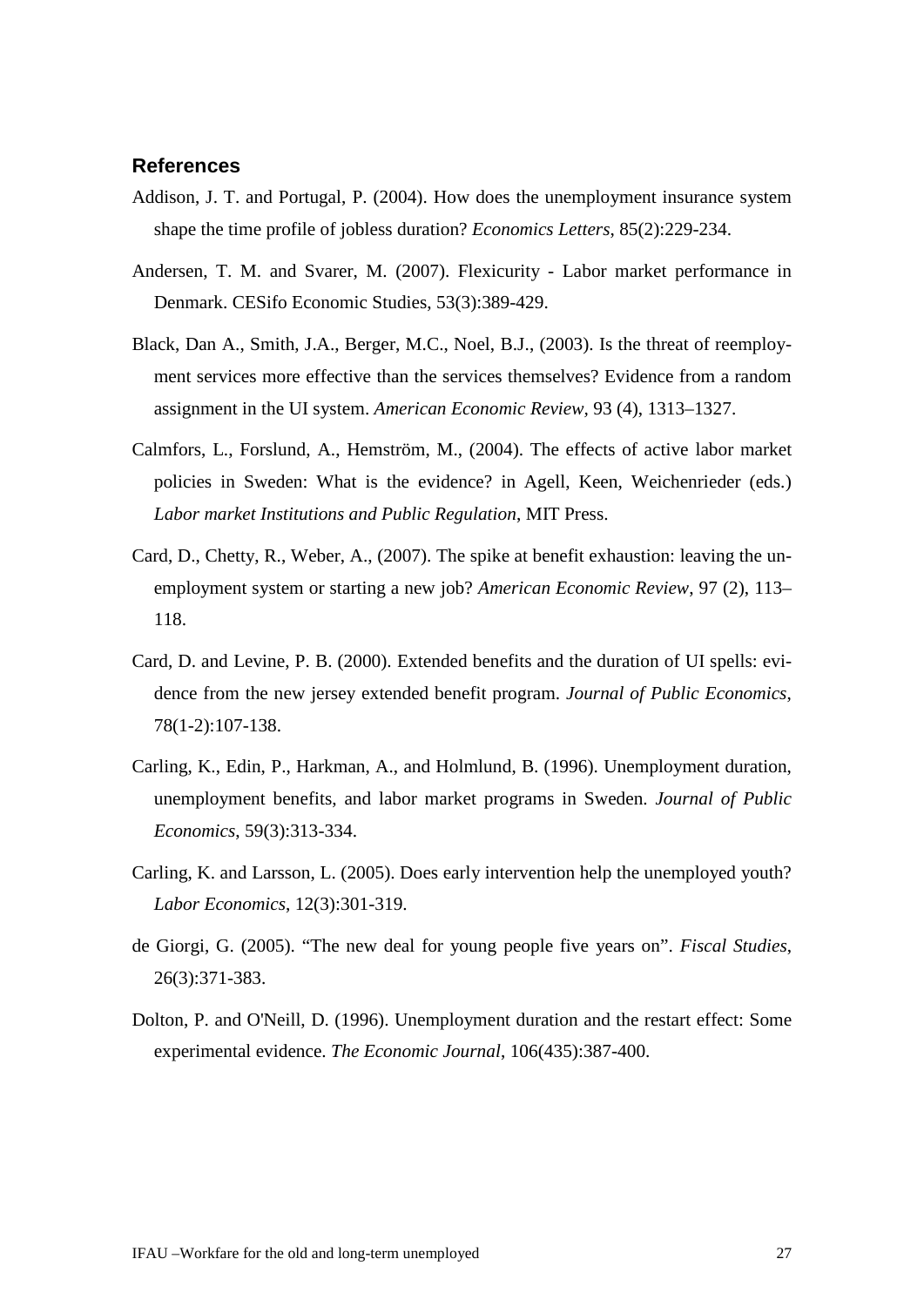## References

Addison, J. T. and Portugal, P. (2004). How does the unemployment insurance system shape the time profile of jobless duration? *Economics Letters*, 85(2):229-234.

Andersen, T. M. and Svarer, M. (2007). Flexicurity - Labor market performance in Denmark. CESifo Economic Studies, 53(3):389-429.

Black, Dan A., Smith, J.A., Berger, M.C., Noel, B.J., (2003). Is the threat of reemployment services more effective than the services themselves? Evidence from a random assignment in the UI system. *American Economic Review*, 93 (4), 1313–1327.

Calmfors, L., Forslund, A., Hemström, M., (2004). The effects of active labor market policies in Sweden: What is the evidence? in Agell, Keen, Weichenrieder (eds.) *Labor market Institutions and Public Regulation*, MIT Press.

Card, D., Chetty, R., Weber, A., (2007). The spike at benefit exhaustion: leaving the unemployment system or starting a new job? *American Economic Review*, 97 (2), 113–118.

Card, D. and Levine, P. B. (2000). Extended benefits and the duration of UI spells: evidence from the new jersey extended benefit program. *Journal of Public Economics*, 78(1-2):107-138.

Carling, K., Edin, P., Harkman, A., and Holmlund, B. (1996). Unemployment duration, unemployment benefits, and labor market programs in Sweden. *Journal of Public Economics*, 59(3):313-334.

Carling, K. and Larsson, L. (2005). Does early intervention help the unemployed youth? *Labor Economics*, 12(3):301-319.

de Giorgi, G. (2005). "The new deal for young people five years on". *Fiscal Studies*, 26(3):371-383.

Dolton, P. and O'Neill, D. (1996). Unemployment duration and the restart effect: Some experimental evidence. *The Economic Journal*, 106(435):387-400.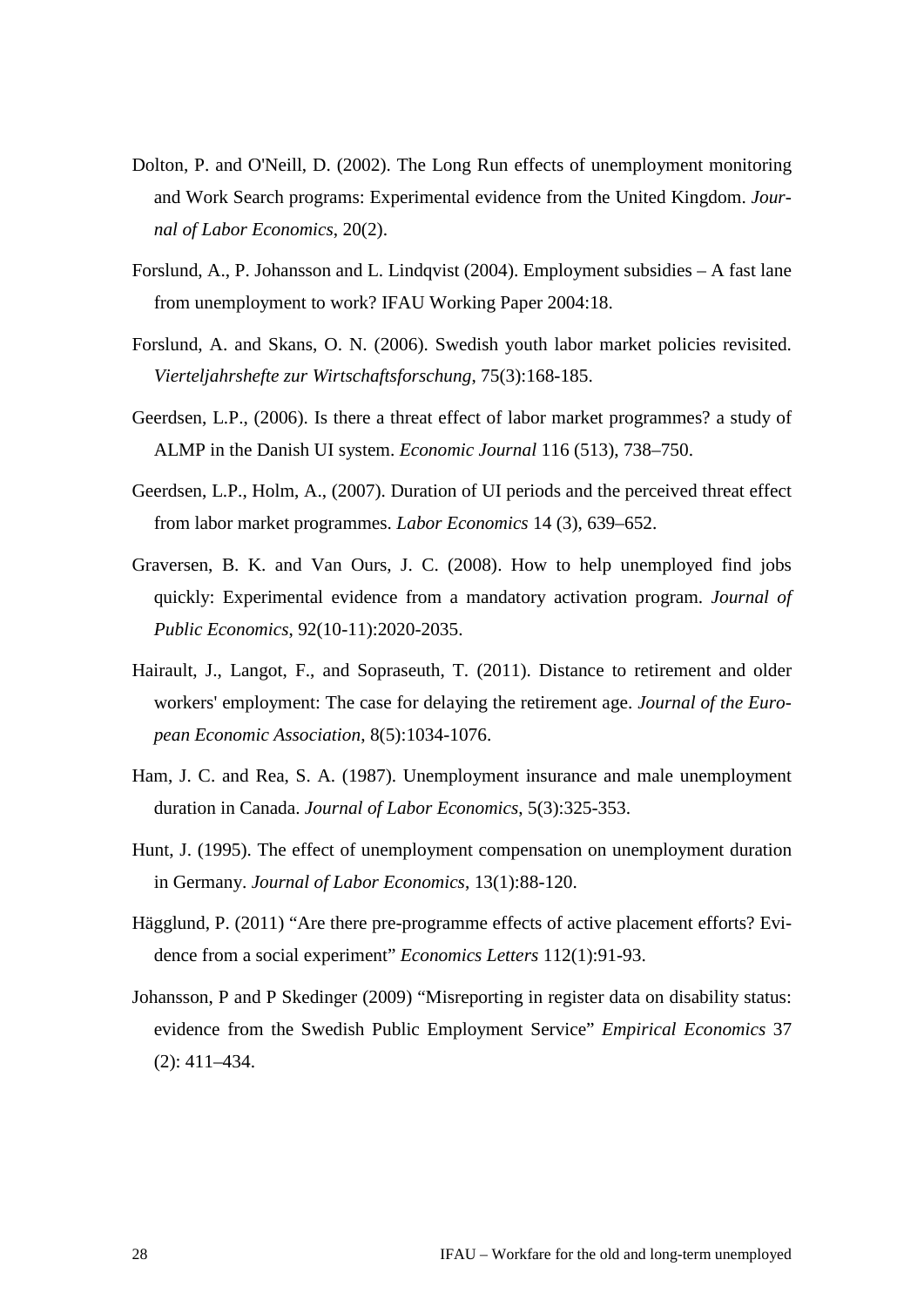Dolton, P. and O'Neill, D. (2002). The Long Run effects of unemployment monitoring and Work Search programs: Experimental evidence from the United Kingdom. *Journal of Labor Economics*, 20(2).

Forslund, A., P. Johansson and L. Lindqvist (2004). Employment subsidies – A fast lane from unemployment to work? IFAU Working Paper 2004:18.

Forslund, A. and Skans, O. N. (2006). Swedish youth labor market policies revisited. *Vierteljahrshefte zur Wirtschaftsforschung*, 75(3):168-185.

Geerdsen, L.P., (2006). Is there a threat effect of labor market programmes? a study of ALMP in the Danish UI system. *Economic Journal* 116 (513), 738–750.

Geerdsen, L.P., Holm, A., (2007). Duration of UI periods and the perceived threat effect from labor market programmes. *Labor Economics* 14 (3), 639–652.

Graversen, B. K. and Van Ours, J. C. (2008). How to help unemployed find jobs quickly: Experimental evidence from a mandatory activation program. *Journal of Public Economics*, 92(10-11):2020-2035.

Hairault, J., Langot, F., and Sopraseuth, T. (2011). Distance to retirement and older workers' employment: The case for delaying the retirement age. *Journal of the European Economic Association*, 8(5):1034-1076.

Ham, J. C. and Rea, S. A. (1987). Unemployment insurance and male unemployment duration in Canada. *Journal of Labor Economics*, 5(3):325-353.

Hunt, J. (1995). The effect of unemployment compensation on unemployment duration in Germany. *Journal of Labor Economics*, 13(1):88-120.

Hägglund, P. (2011) "Are there pre-programme effects of active placement efforts? Evidence from a social experiment" *Economics Letters* 112(1):91-93.

Johansson, P and P Skedinger (2009) "Misreporting in register data on disability status: evidence from the Swedish Public Employment Service" *Empirical Economics* 37 (2): 411–434.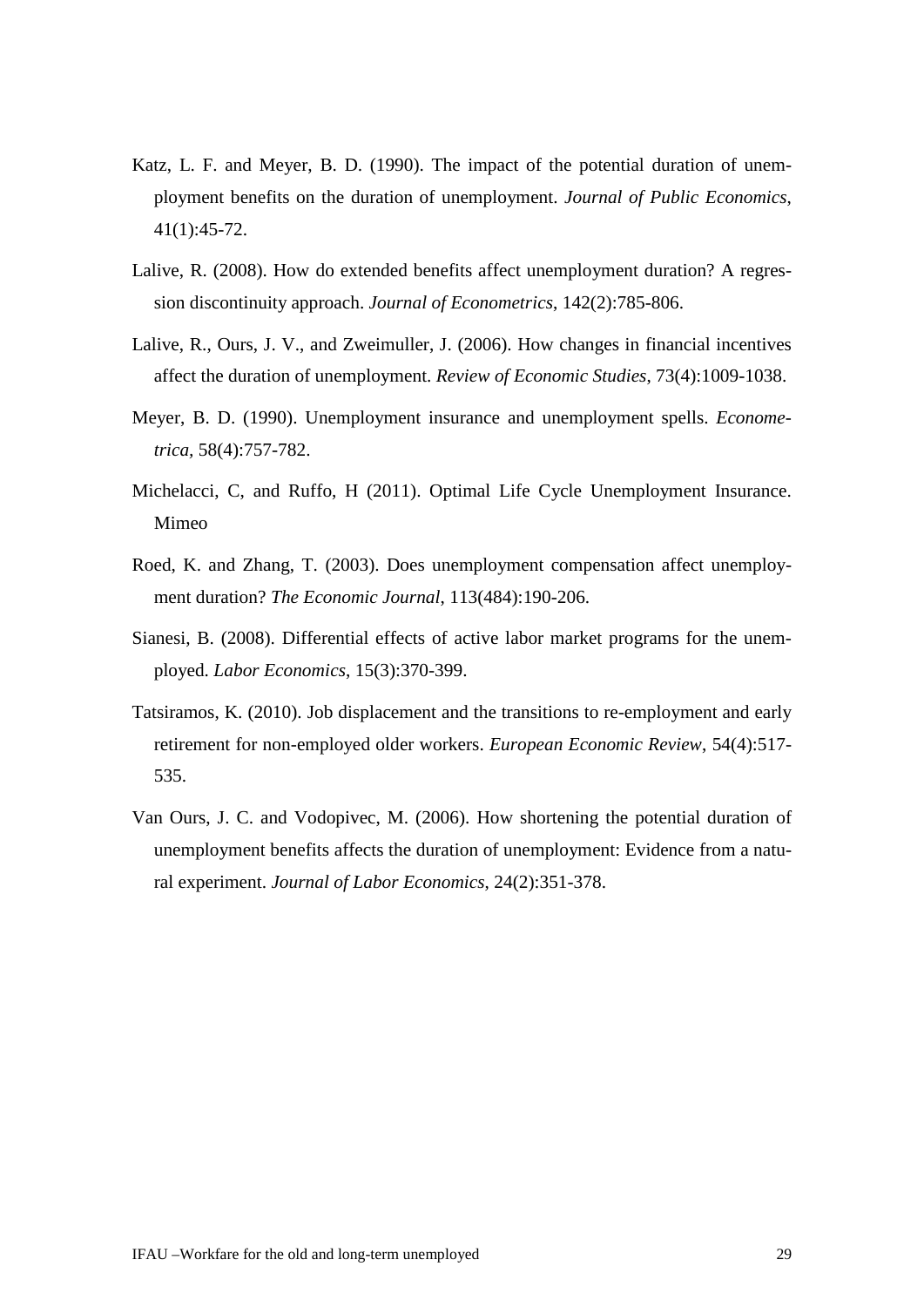Katz, L. F. and Meyer, B. D. (1990). The impact of the potential duration of unemployment benefits on the duration of unemployment. *Journal of Public Economics*, 41(1):45-72.

Lalive, R. (2008). How do extended benefits affect unemployment duration? A regression discontinuity approach. *Journal of Econometrics*, 142(2):785-806.

Lalive, R., Ours, J. V., and Zweimuller, J. (2006). How changes in financial incentives affect the duration of unemployment. *Review of Economic Studies*, 73(4):1009-1038.

Meyer, B. D. (1990). Unemployment insurance and unemployment spells. *Econometrica*, 58(4):757-782.

Michelacci, C, and Ruffo, H (2011). Optimal Life Cycle Unemployment Insurance. Mimeo

Roed, K. and Zhang, T. (2003). Does unemployment compensation affect unemployment duration? *The Economic Journal*, 113(484):190-206.

Sianesi, B. (2008). Differential effects of active labor market programs for the unemployed. *Labor Economics*, 15(3):370-399.

Tatsiramos, K. (2010). Job displacement and the transitions to re-employment and early retirement for non-employed older workers. *European Economic Review*, 54(4):517-535.

Van Ours, J. C. and Vodopivec, M. (2006). How shortening the potential duration of unemployment benefits affects the duration of unemployment: Evidence from a natural experiment. *Journal of Labor Economics*, 24(2):351-378.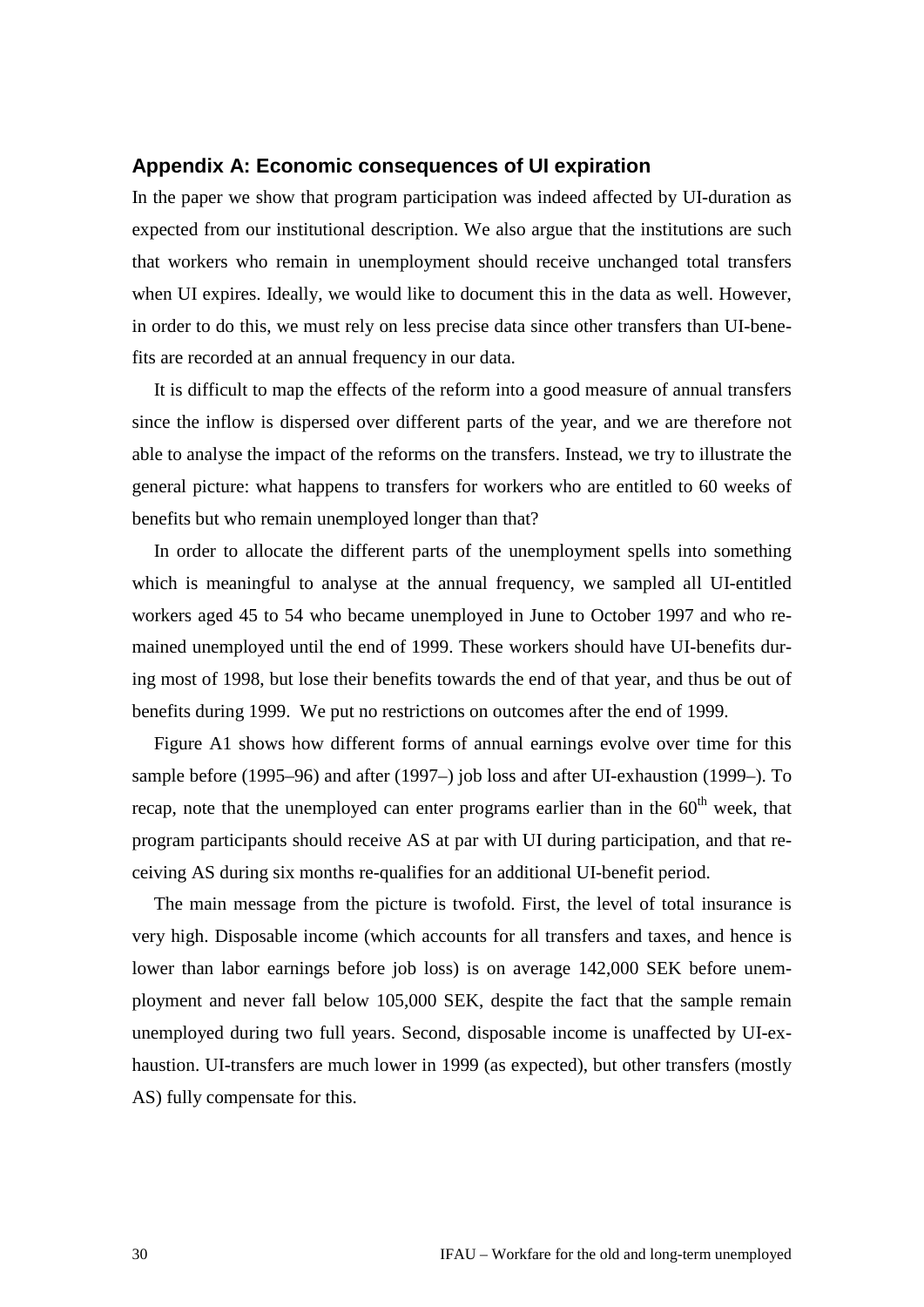## Appendix A: Economic consequences of UI expiration

In the paper we show that program participation was indeed affected by UI-duration as expected from our institutional description. We also argue that the institutions are such that workers who remain in unemployment should receive unchanged total transfers when UI expires. Ideally, we would like to document this in the data as well. However, in order to do this, we must rely on less precise data since other transfers than UI-benefits are recorded at an annual frequency in our data.

It is difficult to map the effects of the reform into a good measure of annual transfers since the inflow is dispersed over different parts of the year, and we are therefore not able to analyse the impact of the reforms on the transfers. Instead, we try to illustrate the general picture: what happens to transfers for workers who are entitled to 60 weeks of benefits but who remain unemployed longer than that?

In order to allocate the different parts of the unemployment spells into something which is meaningful to analyse at the annual frequency, we sampled all UI-entitled workers aged 45 to 54 who became unemployed in June to October 1997 and who remained unemployed until the end of 1999. These workers should have UI-benefits during most of 1998, but lose their benefits towards the end of that year, and thus be out of benefits during 1999. We put no restrictions on outcomes after the end of 1999.

Figure A1 shows how different forms of annual earnings evolve over time for this sample before (1995–96) and after (1997–) job loss and after UI-exhaustion (1999–). To recap, note that the unemployed can enter programs earlier than in the 60th week, that program participants should receive AS at par with UI during participation, and that receiving AS during six months re-qualifies for an additional UI-benefit period.

The main message from the picture is twofold. First, the level of total insurance is very high. Disposable income (which accounts for all transfers and taxes, and hence is lower than labor earnings before job loss) is on average 142,000 SEK before unemployment and never fall below 105,000 SEK, despite the fact that the sample remain unemployed during two full years. Second, disposable income is unaffected by UI-exhaustion. UI-transfers are much lower in 1999 (as expected), but other transfers (mostly AS) fully compensate for this.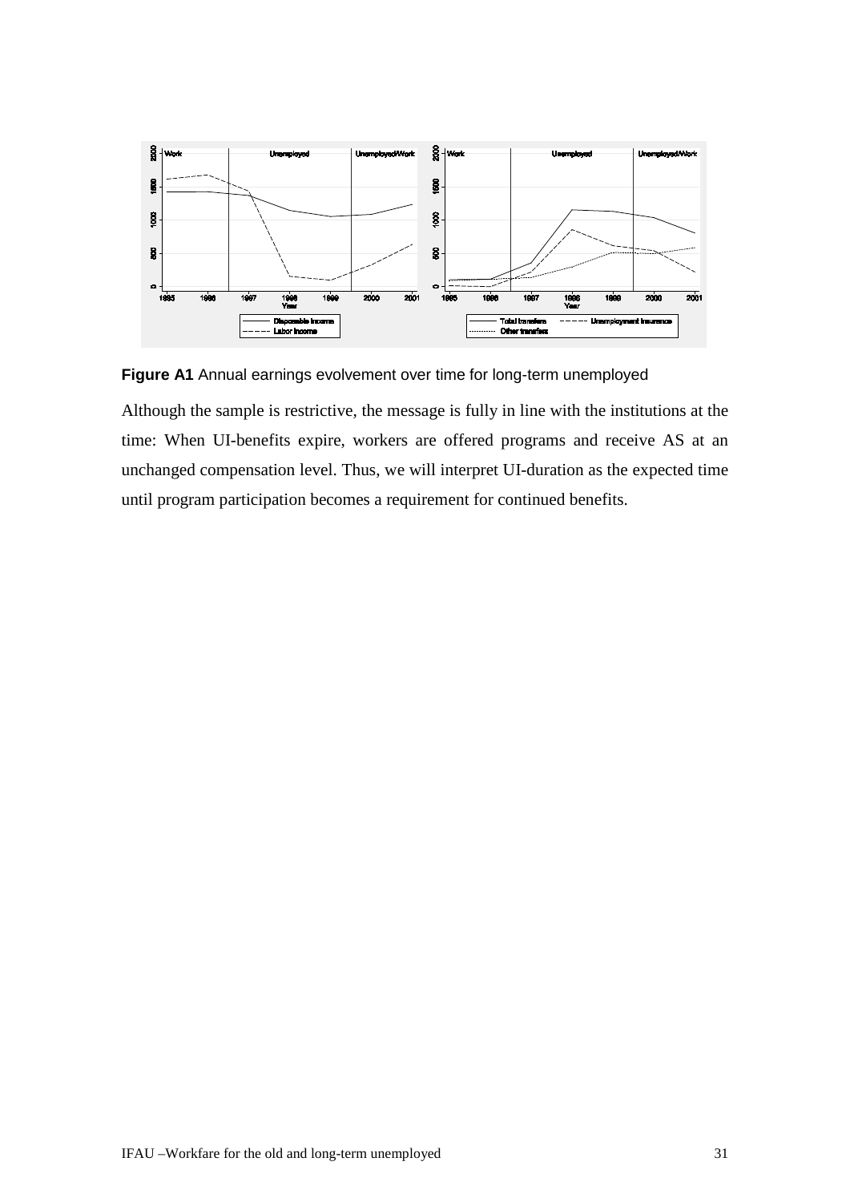**Figure A1** Annual earnings evolvement over time for long-term unemployed

Although the sample is restrictive, the message is fully in line with the institutions at the time: When UI-benefits expire, workers are offered programs and receive AS at an unchanged compensation level. Thus, we will interpret UI-duration as the expected time until program participation becomes a requirement for continued benefits.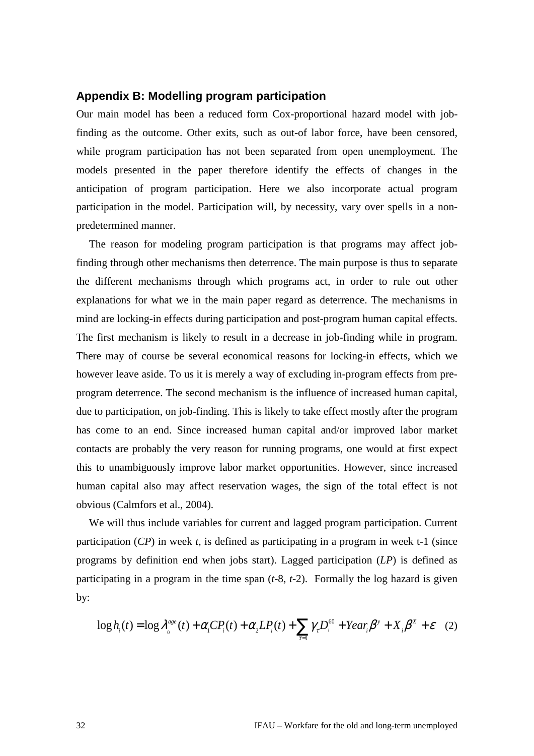## Appendix B: Modelling program participation

Our main model has been a reduced form Cox-proportional hazard model with job-finding as the outcome. Other exits, such as out-of labor force, have been censored, while program participation has not been separated from open unemployment. The models presented in the paper therefore identify the effects of changes in the anticipation of program participation. Here we also incorporate actual program participation in the model. Participation will, by necessity, vary over spells in a non-predetermined manner.

The reason for modeling program participation is that programs may affect job-finding through other mechanisms then deterrence. The main purpose is thus to separate the different mechanisms through which programs act, in order to rule out other explanations for what we in the main paper regard as deterrence. The mechanisms in mind are locking-in effects during participation and post-program human capital effects. The first mechanism is likely to result in a decrease in job-finding while in program. There may of course be several economical reasons for locking-in effects, which we however leave aside. To us it is merely a way of excluding in-program effects from pre-program deterrence. The second mechanism is the influence of increased human capital, due to participation, on job-finding. This is likely to take effect mostly after the program has come to an end. Since increased human capital and/or improved labor market contacts are probably the very reason for running programs, one would at first expect this to unambiguously improve labor market opportunities. However, since increased human capital also may affect reservation wages, the sign of the total effect is not obvious (Calmfors et al., 2004).

We will thus include variables for current and lagged program participation. Current participation (*CP*) in week *t*, is defined as participating in a program in week t-1 (since programs by definition end when jobs start). Lagged participation (*LP*) is defined as participating in a program in the time span (*t*-8, *t*-2). Formally the log hazard is given by:

$$\log h_i(t) = \log \lambda_0^{age}(t) + \alpha_1 CP_i(t) + \alpha_2 LP_i(t) + \sum_{\tau=1} \gamma_\tau D_i^{60} + Year_i \beta^y + X_i \beta^X + \varepsilon \quad (2)$$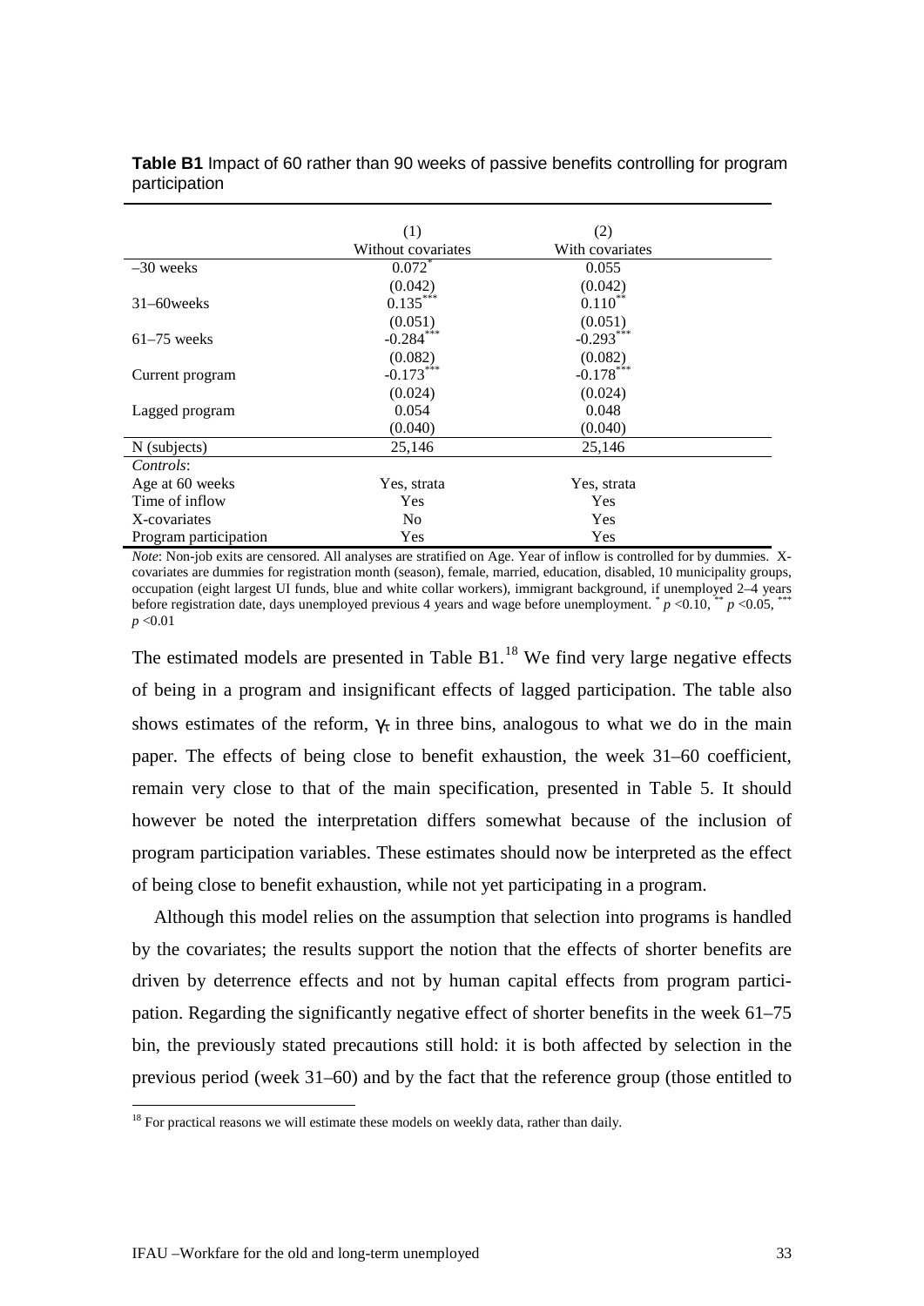**Table B1** Impact of 60 rather than 90 weeks of passive benefits controlling for program participation

| | (1) | (2) |
|---|---|---|
| | Without covariates | With covariates |
| –30 weeks | $0.072^{*}$ | 0.055 |
| | (0.042) | (0.042) |
| 31–60weeks | $0.135^{***}$ | $0.110^{**}$ |
| | (0.051) | (0.051) |
| 61–75 weeks | $-0.284^{***}$ | $-0.293^{***}$ |
| | (0.082) | (0.082) |
| Current program | $-0.173^{***}$ | $-0.178^{***}$ |
| | (0.024) | (0.024) |
| Lagged program | 0.054 | 0.048 |
| | (0.040) | (0.040) |
| N (subjects) | 25,146 | 25,146 |
| *Controls*: | | |
| Age at 60 weeks | Yes, strata | Yes, strata |
| Time of inflow | Yes | Yes |
| X-covariates | No | Yes |
| Program participation | Yes | Yes |

*Note*: Non-job exits are censored. All analyses are stratified on Age. Year of inflow is controlled for by dummies. X-covariates are dummies for registration month (season), female, married, education, disabled, 10 municipality groups, occupation (eight largest UI funds, blue and white collar workers), immigrant background, if unemployed 2–4 years before registration date, days unemployed previous 4 years and wage before unemployment. $^{*}$ $p$ <0.10, $^{**}$ $p$ <0.05, $^{***}$ $p$ <0.01

The estimated models are presented in Table B1.[18] We find very large negative effects of being in a program and insignificant effects of lagged participation. The table also shows estimates of the reform, $\gamma_{\tau}$ in three bins, analogous to what we do in the main paper. The effects of being close to benefit exhaustion, the week 31–60 coefficient, remain very close to that of the main specification, presented in Table 5. It should however be noted the interpretation differs somewhat because of the inclusion of program participation variables. These estimates should now be interpreted as the effect of being close to benefit exhaustion, while not yet participating in a program.

Although this model relies on the assumption that selection into programs is handled by the covariates; the results support the notion that the effects of shorter benefits are driven by deterrence effects and not by human capital effects from program participation. Regarding the significantly negative effect of shorter benefits in the week 61–75 bin, the previously stated precautions still hold: it is both affected by selection in the previous period (week 31–60) and by the fact that the reference group (those entitled to

[18] For practical reasons we will estimate these models on weekly data, rather than daily.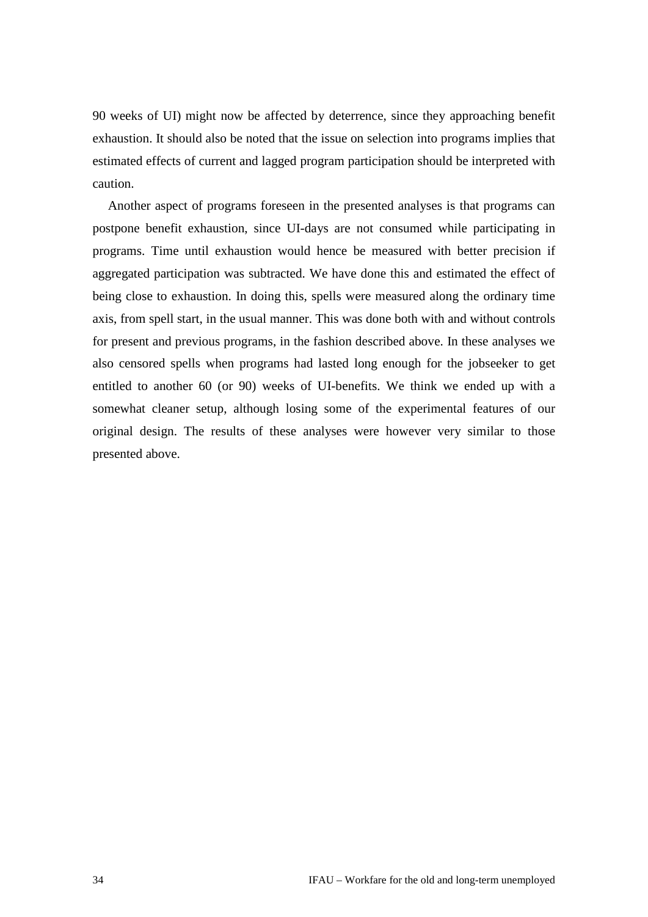90 weeks of UI) might now be affected by deterrence, since they approaching benefit exhaustion. It should also be noted that the issue on selection into programs implies that estimated effects of current and lagged program participation should be interpreted with caution.

Another aspect of programs foreseen in the presented analyses is that programs can postpone benefit exhaustion, since UI-days are not consumed while participating in programs. Time until exhaustion would hence be measured with better precision if aggregated participation was subtracted. We have done this and estimated the effect of being close to exhaustion. In doing this, spells were measured along the ordinary time axis, from spell start, in the usual manner. This was done both with and without controls for present and previous programs, in the fashion described above. In these analyses we also censored spells when programs had lasted long enough for the jobseeker to get entitled to another 60 (or 90) weeks of UI-benefits. We think we ended up with a somewhat cleaner setup, although losing some of the experimental features of our original design. The results of these analyses were however very similar to those presented above.